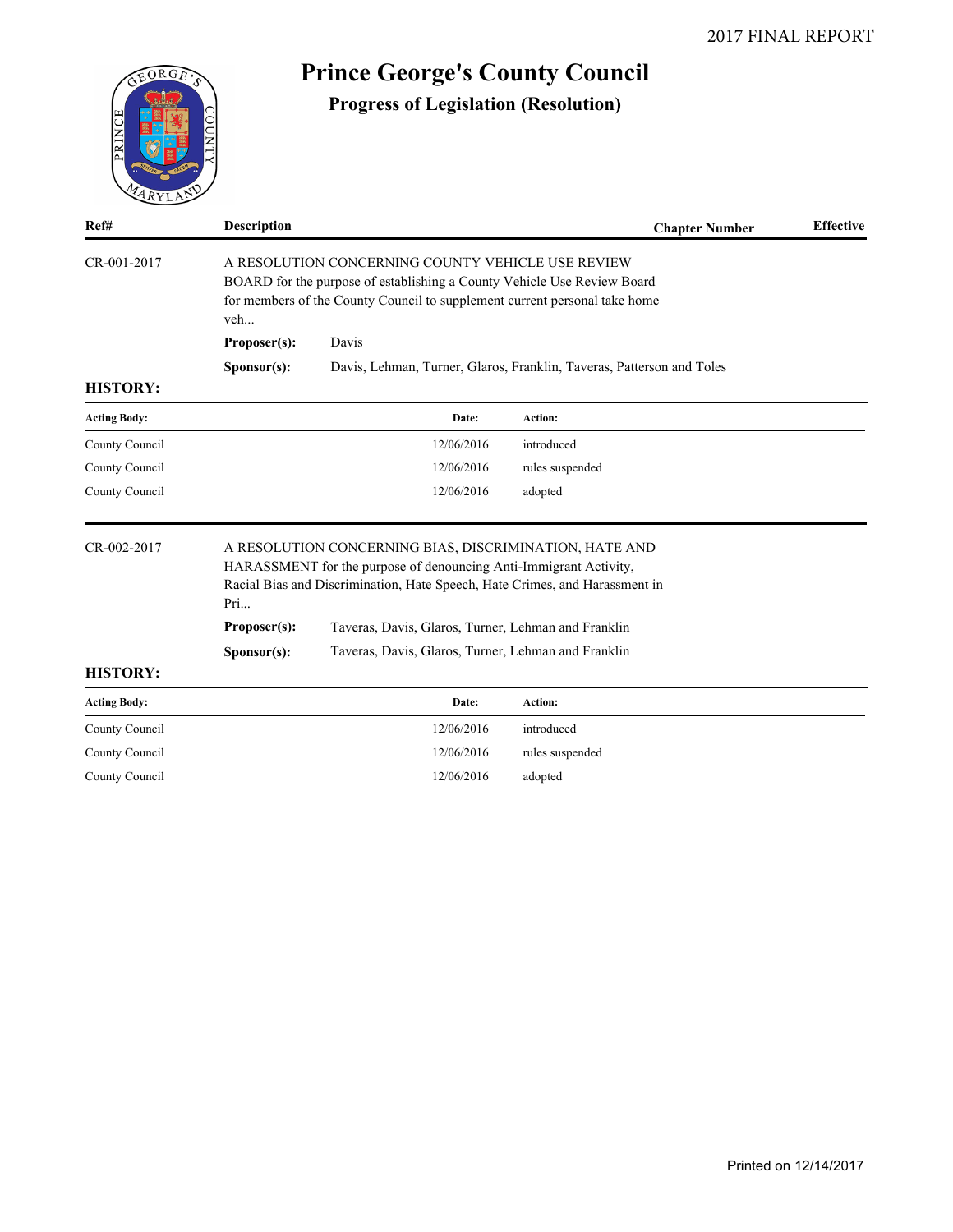2017 FINAL REPORT

# Prince George's County Council

## Progress of Legislation (Resolution)

| Ref# | Description | Chapter Number | Effective |
|---|---|---|---|

**CR-001-2017**

A RESOLUTION CONCERNING COUNTY VEHICLE USE REVIEW BOARD for the purpose of establishing a County Vehicle Use Review Board for members of the County Council to supplement current personal take home veh...

**Proposer(s):** Davis

**Sponsor(s):** Davis, Lehman, Turner, Glaros, Franklin, Taveras, Patterson and Toles

**HISTORY:**

| Acting Body: | Date: | Action: |
|---|---|---|
| County Council | 12/06/2016 | introduced |
| County Council | 12/06/2016 | rules suspended |
| County Council | 12/06/2016 | adopted |

**CR-002-2017**

A RESOLUTION CONCERNING BIAS, DISCRIMINATION, HATE AND HARASSMENT for the purpose of denouncing Anti-Immigrant Activity, Racial Bias and Discrimination, Hate Speech, Hate Crimes, and Harassment in Pri...

**Proposer(s):** Taveras, Davis, Glaros, Turner, Lehman and Franklin

**Sponsor(s):** Taveras, Davis, Glaros, Turner, Lehman and Franklin

**HISTORY:**

| Acting Body: | Date: | Action: |
|---|---|---|
| County Council | 12/06/2016 | introduced |
| County Council | 12/06/2016 | rules suspended |
| County Council | 12/06/2016 | adopted |

Printed on 12/14/2017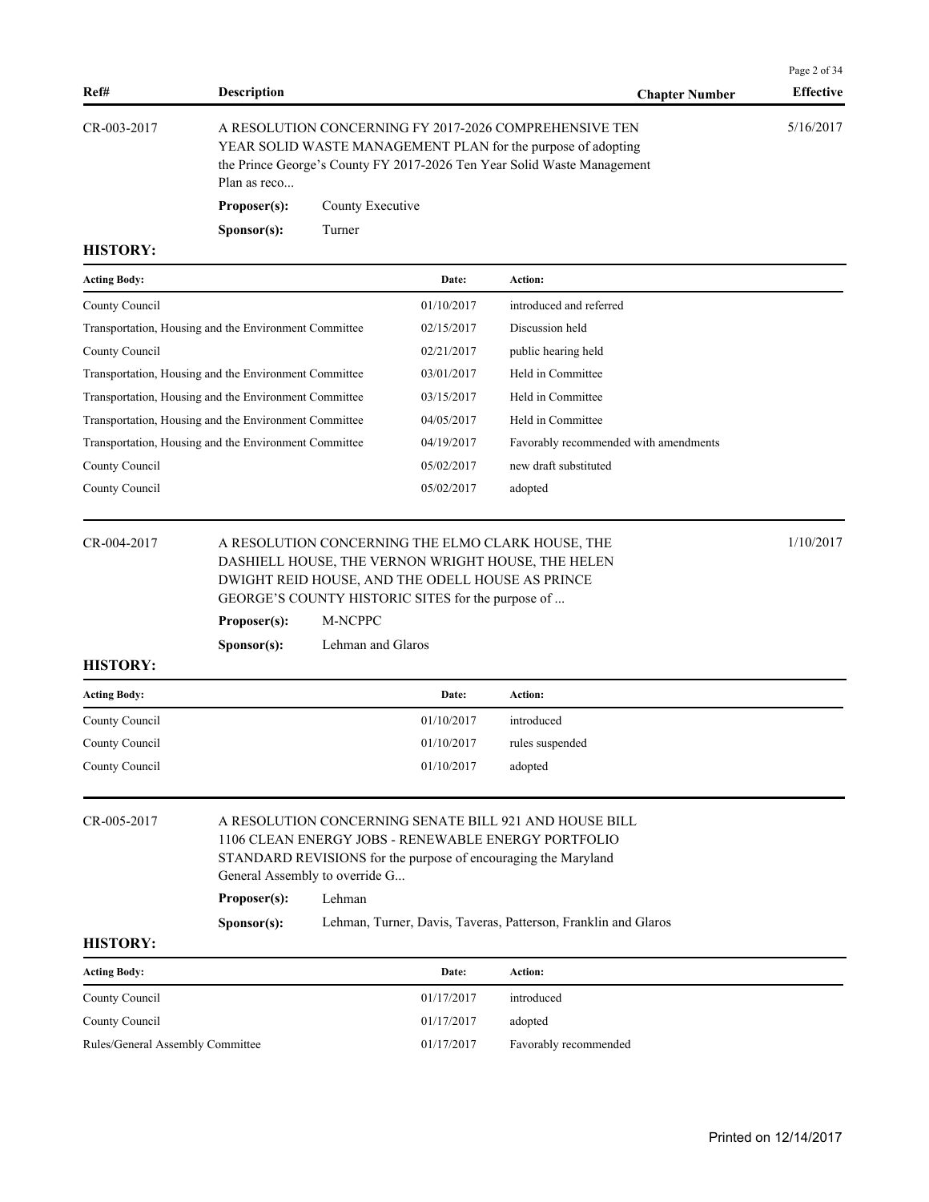| Ref# | Description | Chapter Number | Effective |
|---|---|---|---|
| CR-003-2017 | A RESOLUTION CONCERNING FY 2017-2026 COMPREHENSIVE TEN YEAR SOLID WASTE MANAGEMENT PLAN for the purpose of adopting the Prince George's County FY 2017-2026 Ten Year Solid Waste Management Plan as reco... | | 5/16/2017 |

**Proposer(s):** County Executive

**Sponsor(s):** Turner

**HISTORY:**

| Acting Body: | Date: | Action: |
|---|---|---|
| County Council | 01/10/2017 | introduced and referred |
| Transportation, Housing and the Environment Committee | 02/15/2017 | Discussion held |
| County Council | 02/21/2017 | public hearing held |
| Transportation, Housing and the Environment Committee | 03/01/2017 | Held in Committee |
| Transportation, Housing and the Environment Committee | 03/15/2017 | Held in Committee |
| Transportation, Housing and the Environment Committee | 04/05/2017 | Held in Committee |
| Transportation, Housing and the Environment Committee | 04/19/2017 | Favorably recommended with amendments |
| County Council | 05/02/2017 | new draft substituted |
| County Council | 05/02/2017 | adopted |

| Ref# | Description | Chapter Number | Effective |
|---|---|---|---|
| CR-004-2017 | A RESOLUTION CONCERNING THE ELMO CLARK HOUSE, THE DASHIELL HOUSE, THE VERNON WRIGHT HOUSE, THE HELEN DWIGHT REID HOUSE, AND THE ODELL HOUSE AS PRINCE GEORGE'S COUNTY HISTORIC SITES for the purpose of ... | | 1/10/2017 |

**Proposer(s):** M-NCPPC

**Sponsor(s):** Lehman and Glaros

**HISTORY:**

| Acting Body: | Date: | Action: |
|---|---|---|
| County Council | 01/10/2017 | introduced |
| County Council | 01/10/2017 | rules suspended |
| County Council | 01/10/2017 | adopted |

| Ref# | Description | Chapter Number | Effective |
|---|---|---|---|
| CR-005-2017 | A RESOLUTION CONCERNING SENATE BILL 921 AND HOUSE BILL 1106 CLEAN ENERGY JOBS - RENEWABLE ENERGY PORTFOLIO STANDARD REVISIONS for the purpose of encouraging the Maryland General Assembly to override G... | | |

**Proposer(s):** Lehman

**Sponsor(s):** Lehman, Turner, Davis, Taveras, Patterson, Franklin and Glaros

**HISTORY:**

| Acting Body: | Date: | Action: |
|---|---|---|
| County Council | 01/17/2017 | introduced |
| County Council | 01/17/2017 | adopted |
| Rules/General Assembly Committee | 01/17/2017 | Favorably recommended |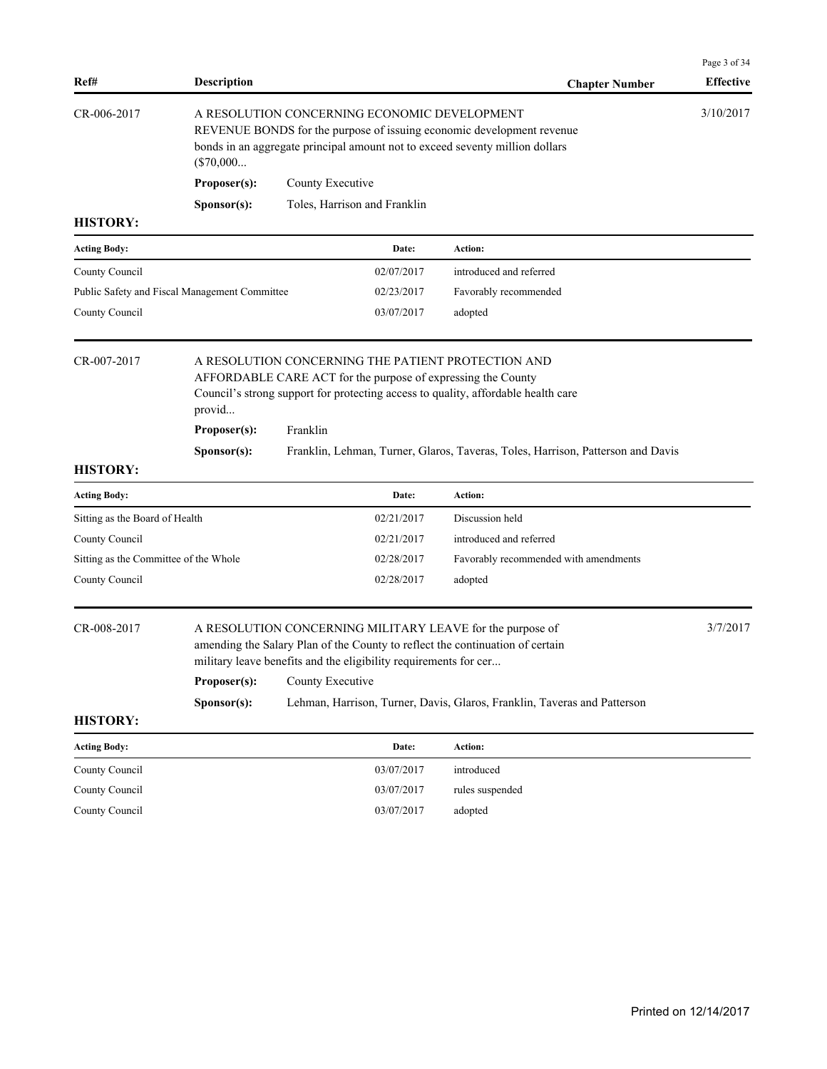| Ref# | Description | Chapter Number | Effective |
|---|---|---|---|

**CR-006-2017** — A RESOLUTION CONCERNING ECONOMIC DEVELOPMENT REVENUE BONDS for the purpose of issuing economic development revenue bonds in an aggregate principal amount not to exceed seventy million dollars ($70,000...

Effective: 3/10/2017

**Proposer(s):** County Executive

**Sponsor(s):** Toles, Harrison and Franklin

**HISTORY:**

| Acting Body: | Date: | Action: |
|---|---|---|
| County Council | 02/07/2017 | introduced and referred |
| Public Safety and Fiscal Management Committee | 02/23/2017 | Favorably recommended |
| County Council | 03/07/2017 | adopted |

**CR-007-2017** — A RESOLUTION CONCERNING THE PATIENT PROTECTION AND AFFORDABLE CARE ACT for the purpose of expressing the County Council's strong support for protecting access to quality, affordable health care provid...

**Proposer(s):** Franklin

**Sponsor(s):** Franklin, Lehman, Turner, Glaros, Taveras, Toles, Harrison, Patterson and Davis

**HISTORY:**

| Acting Body: | Date: | Action: |
|---|---|---|
| Sitting as the Board of Health | 02/21/2017 | Discussion held |
| County Council | 02/21/2017 | introduced and referred |
| Sitting as the Committee of the Whole | 02/28/2017 | Favorably recommended with amendments |
| County Council | 02/28/2017 | adopted |

**CR-008-2017** — A RESOLUTION CONCERNING MILITARY LEAVE for the purpose of amending the Salary Plan of the County to reflect the continuation of certain military leave benefits and the eligibility requirements for cer...

Effective: 3/7/2017

**Proposer(s):** County Executive

**Sponsor(s):** Lehman, Harrison, Turner, Davis, Glaros, Franklin, Taveras and Patterson

**HISTORY:**

| Acting Body: | Date: | Action: |
|---|---|---|
| County Council | 03/07/2017 | introduced |
| County Council | 03/07/2017 | rules suspended |
| County Council | 03/07/2017 | adopted |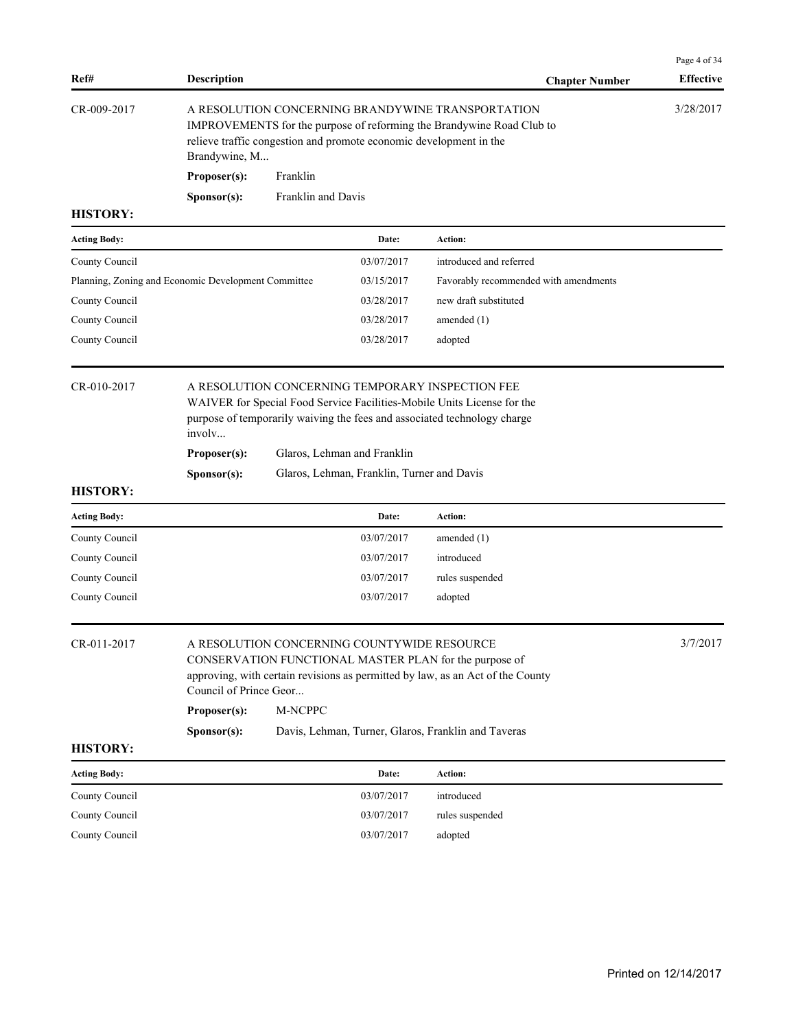| Ref# | Description | Chapter Number | Effective |
|---|---|---|---|

**CR-009-2017** — A RESOLUTION CONCERNING BRANDYWINE TRANSPORTATION IMPROVEMENTS for the purpose of reforming the Brandywine Road Club to relieve traffic congestion and promote economic development in the Brandywine, M... — Effective: 3/28/2017

**Proposer(s):** Franklin

**Sponsor(s):** Franklin and Davis

**HISTORY:**

| Acting Body: | Date: | Action: |
|---|---|---|
| County Council | 03/07/2017 | introduced and referred |
| Planning, Zoning and Economic Development Committee | 03/15/2017 | Favorably recommended with amendments |
| County Council | 03/28/2017 | new draft substituted |
| County Council | 03/28/2017 | amended (1) |
| County Council | 03/28/2017 | adopted |

**CR-010-2017** — A RESOLUTION CONCERNING TEMPORARY INSPECTION FEE WAIVER for Special Food Service Facilities-Mobile Units License for the purpose of temporarily waiving the fees and associated technology charge involv...

**Proposer(s):** Glaros, Lehman and Franklin

**Sponsor(s):** Glaros, Lehman, Franklin, Turner and Davis

**HISTORY:**

| Acting Body: | Date: | Action: |
|---|---|---|
| County Council | 03/07/2017 | amended (1) |
| County Council | 03/07/2017 | introduced |
| County Council | 03/07/2017 | rules suspended |
| County Council | 03/07/2017 | adopted |

**CR-011-2017** — A RESOLUTION CONCERNING COUNTYWIDE RESOURCE CONSERVATION FUNCTIONAL MASTER PLAN for the purpose of approving, with certain revisions as permitted by law, as an Act of the County Council of Prince Geor... — Effective: 3/7/2017

**Proposer(s):** M-NCPPC

**Sponsor(s):** Davis, Lehman, Turner, Glaros, Franklin and Taveras

**HISTORY:**

| Acting Body: | Date: | Action: |
|---|---|---|
| County Council | 03/07/2017 | introduced |
| County Council | 03/07/2017 | rules suspended |
| County Council | 03/07/2017 | adopted |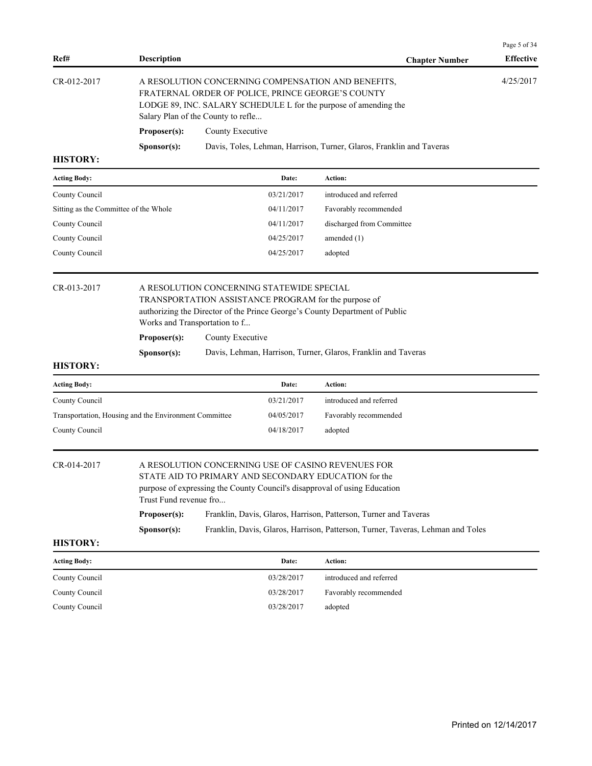| Ref# | Description | Chapter Number | Effective |
|---|---|---|---|
| CR-012-2017 | A RESOLUTION CONCERNING COMPENSATION AND BENEFITS, FRATERNAL ORDER OF POLICE, PRINCE GEORGE'S COUNTY LODGE 89, INC. SALARY SCHEDULE L for the purpose of amending the Salary Plan of the County to refle... | | 4/25/2017 |

**Proposer(s):** County Executive

**Sponsor(s):** Davis, Toles, Lehman, Harrison, Turner, Glaros, Franklin and Taveras

**HISTORY:**

| Acting Body: | Date: | Action: |
|---|---|---|
| County Council | 03/21/2017 | introduced and referred |
| Sitting as the Committee of the Whole | 04/11/2017 | Favorably recommended |
| County Council | 04/11/2017 | discharged from Committee |
| County Council | 04/25/2017 | amended (1) |
| County Council | 04/25/2017 | adopted |

| Ref# | Description | Chapter Number | Effective |
|---|---|---|---|
| CR-013-2017 | A RESOLUTION CONCERNING STATEWIDE SPECIAL TRANSPORTATION ASSISTANCE PROGRAM for the purpose of authorizing the Director of the Prince George's County Department of Public Works and Transportation to f... | | |

**Proposer(s):** County Executive

**Sponsor(s):** Davis, Lehman, Harrison, Turner, Glaros, Franklin and Taveras

**HISTORY:**

| Acting Body: | Date: | Action: |
|---|---|---|
| County Council | 03/21/2017 | introduced and referred |
| Transportation, Housing and the Environment Committee | 04/05/2017 | Favorably recommended |
| County Council | 04/18/2017 | adopted |

| Ref# | Description | Chapter Number | Effective |
|---|---|---|---|
| CR-014-2017 | A RESOLUTION CONCERNING USE OF CASINO REVENUES FOR STATE AID TO PRIMARY AND SECONDARY EDUCATION for the purpose of expressing the County Council's disapproval of using Education Trust Fund revenue fro... | | |

**Proposer(s):** Franklin, Davis, Glaros, Harrison, Patterson, Turner and Taveras

**Sponsor(s):** Franklin, Davis, Glaros, Harrison, Patterson, Turner, Taveras, Lehman and Toles

**HISTORY:**

| Acting Body: | Date: | Action: |
|---|---|---|
| County Council | 03/28/2017 | introduced and referred |
| County Council | 03/28/2017 | Favorably recommended |
| County Council | 03/28/2017 | adopted |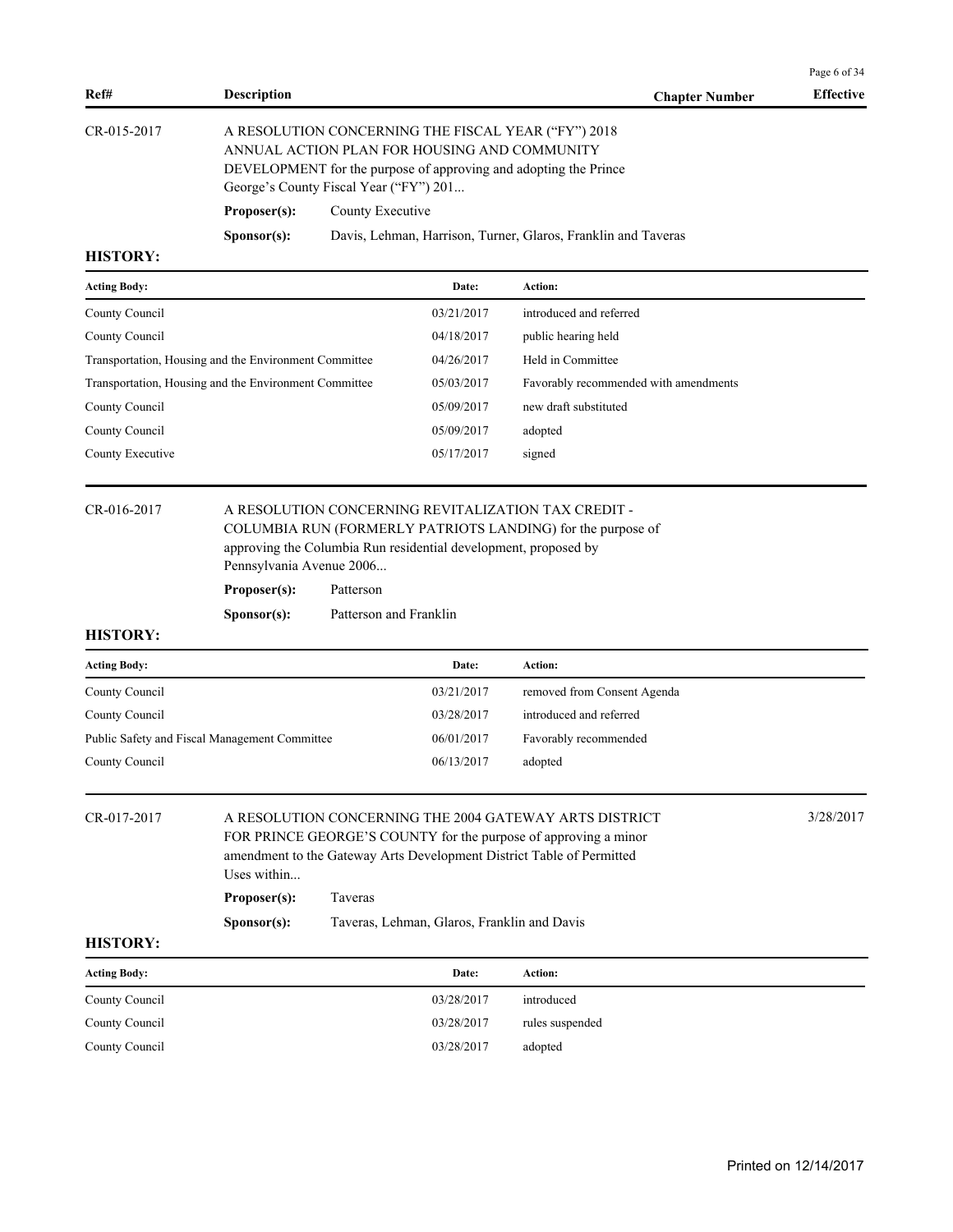| Ref# | Description | Chapter Number | Effective |
|---|---|---|---|
| CR-015-2017 | A RESOLUTION CONCERNING THE FISCAL YEAR ("FY") 2018 ANNUAL ACTION PLAN FOR HOUSING AND COMMUNITY DEVELOPMENT for the purpose of approving and adopting the Prince George's County Fiscal Year ("FY") 201... | | |

**Proposer(s):** County Executive

**Sponsor(s):** Davis, Lehman, Harrison, Turner, Glaros, Franklin and Taveras

**HISTORY:**

| Acting Body: | Date: | Action: |
|---|---|---|
| County Council | 03/21/2017 | introduced and referred |
| County Council | 04/18/2017 | public hearing held |
| Transportation, Housing and the Environment Committee | 04/26/2017 | Held in Committee |
| Transportation, Housing and the Environment Committee | 05/03/2017 | Favorably recommended with amendments |
| County Council | 05/09/2017 | new draft substituted |
| County Council | 05/09/2017 | adopted |
| County Executive | 05/17/2017 | signed |

| Ref# | Description | Chapter Number | Effective |
|---|---|---|---|
| CR-016-2017 | A RESOLUTION CONCERNING REVITALIZATION TAX CREDIT - COLUMBIA RUN (FORMERLY PATRIOTS LANDING) for the purpose of approving the Columbia Run residential development, proposed by Pennsylvania Avenue 2006... | | |

**Proposer(s):** Patterson

**Sponsor(s):** Patterson and Franklin

**HISTORY:**

| Acting Body: | Date: | Action: |
|---|---|---|
| County Council | 03/21/2017 | removed from Consent Agenda |
| County Council | 03/28/2017 | introduced and referred |
| Public Safety and Fiscal Management Committee | 06/01/2017 | Favorably recommended |
| County Council | 06/13/2017 | adopted |

| Ref# | Description | Chapter Number | Effective |
|---|---|---|---|
| CR-017-2017 | A RESOLUTION CONCERNING THE 2004 GATEWAY ARTS DISTRICT FOR PRINCE GEORGE'S COUNTY for the purpose of approving a minor amendment to the Gateway Arts Development District Table of Permitted Uses within... | | 3/28/2017 |

**Proposer(s):** Taveras

**Sponsor(s):** Taveras, Lehman, Glaros, Franklin and Davis

**HISTORY:**

| Acting Body: | Date: | Action: |
|---|---|---|
| County Council | 03/28/2017 | introduced |
| County Council | 03/28/2017 | rules suspended |
| County Council | 03/28/2017 | adopted |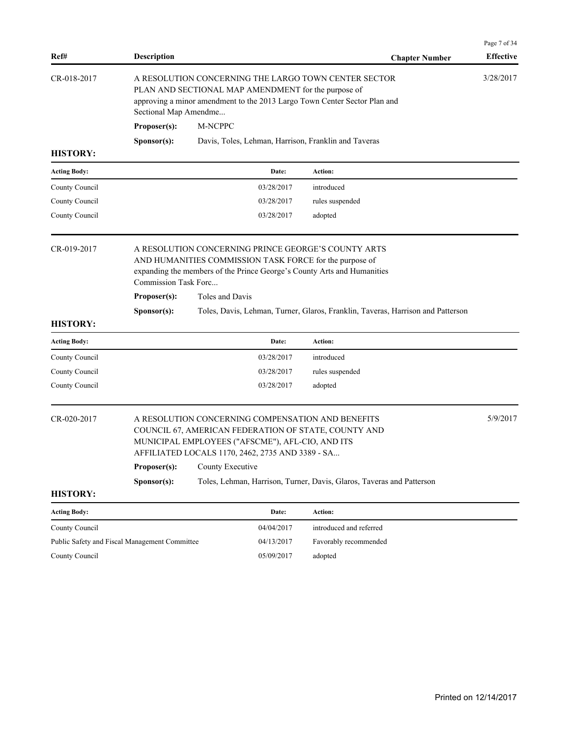| Ref# | Description | Chapter Number | Effective |
|---|---|---|---|

**CR-018-2017** — A RESOLUTION CONCERNING THE LARGO TOWN CENTER SECTOR PLAN AND SECTIONAL MAP AMENDMENT for the purpose of approving a minor amendment to the 2013 Largo Town Center Sector Plan and Sectional Map Amendme... — Effective: 3/28/2017

**Proposer(s):** M-NCPPC

**Sponsor(s):** Davis, Toles, Lehman, Harrison, Franklin and Taveras

**HISTORY:**

| Acting Body: | Date: | Action: |
|---|---|---|
| County Council | 03/28/2017 | introduced |
| County Council | 03/28/2017 | rules suspended |
| County Council | 03/28/2017 | adopted |

**CR-019-2017** — A RESOLUTION CONCERNING PRINCE GEORGE'S COUNTY ARTS AND HUMANITIES COMMISSION TASK FORCE for the purpose of expanding the members of the Prince George's County Arts and Humanities Commission Task Forc...

**Proposer(s):** Toles and Davis

**Sponsor(s):** Toles, Davis, Lehman, Turner, Glaros, Franklin, Taveras, Harrison and Patterson

**HISTORY:**

| Acting Body: | Date: | Action: |
|---|---|---|
| County Council | 03/28/2017 | introduced |
| County Council | 03/28/2017 | rules suspended |
| County Council | 03/28/2017 | adopted |

**CR-020-2017** — A RESOLUTION CONCERNING COMPENSATION AND BENEFITS COUNCIL 67, AMERICAN FEDERATION OF STATE, COUNTY AND MUNICIPAL EMPLOYEES ("AFSCME"), AFL-CIO, AND ITS AFFILIATED LOCALS 1170, 2462, 2735 AND 3389 - SA... — Effective: 5/9/2017

**Proposer(s):** County Executive

**Sponsor(s):** Toles, Lehman, Harrison, Turner, Davis, Glaros, Taveras and Patterson

**HISTORY:**

| Acting Body: | Date: | Action: |
|---|---|---|
| County Council | 04/04/2017 | introduced and referred |
| Public Safety and Fiscal Management Committee | 04/13/2017 | Favorably recommended |
| County Council | 05/09/2017 | adopted |

Printed on 12/14/2017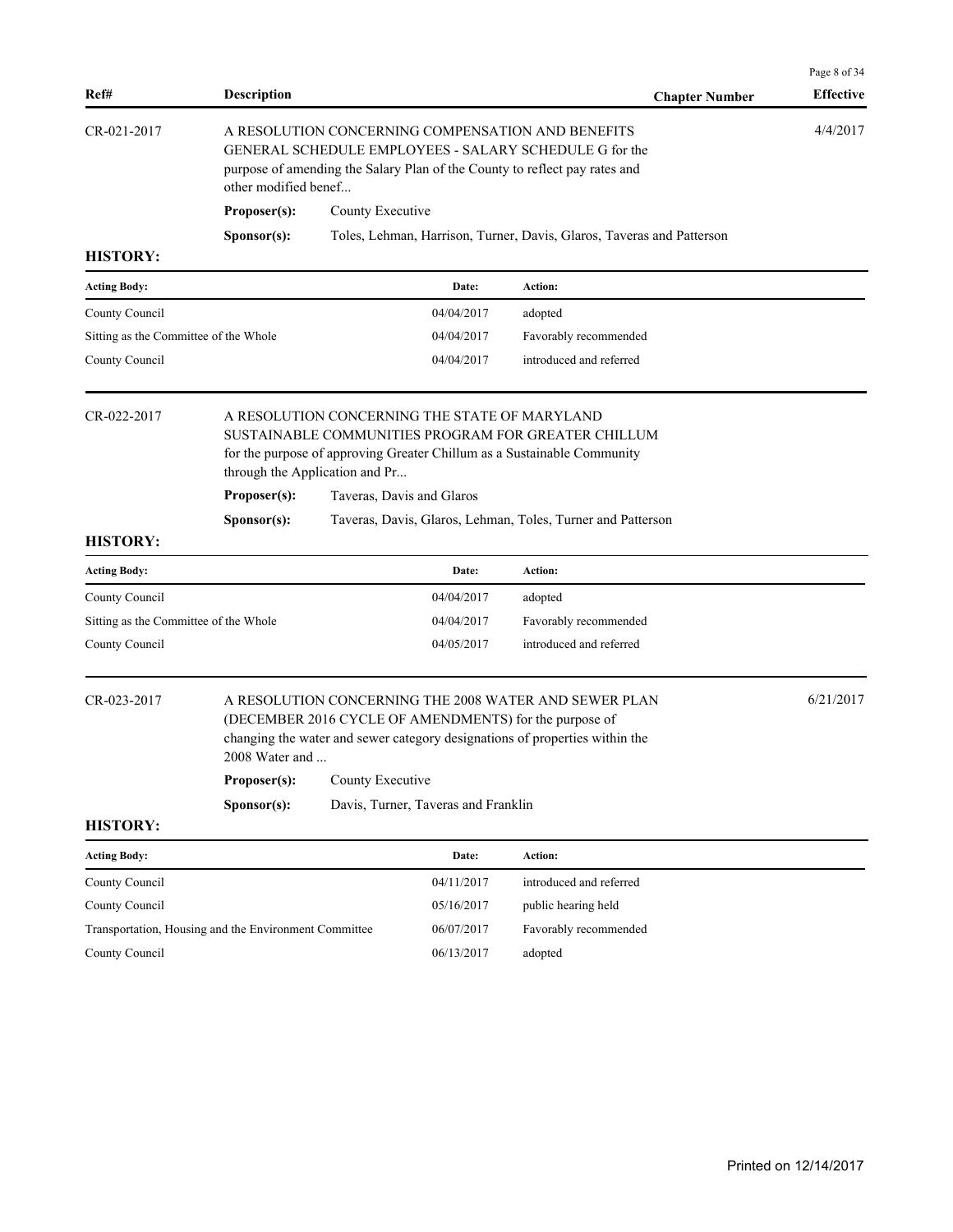| Ref# | Description | Chapter Number | Effective |
|---|---|---|---|

**CR-021-2017** — A RESOLUTION CONCERNING COMPENSATION AND BENEFITS GENERAL SCHEDULE EMPLOYEES - SALARY SCHEDULE G for the purpose of amending the Salary Plan of the County to reflect pay rates and other modified benef... — Effective: 4/4/2017

**Proposer(s):** County Executive

**Sponsor(s):** Toles, Lehman, Harrison, Turner, Davis, Glaros, Taveras and Patterson

**HISTORY:**

| Acting Body: | Date: | Action: |
|---|---|---|
| County Council | 04/04/2017 | adopted |
| Sitting as the Committee of the Whole | 04/04/2017 | Favorably recommended |
| County Council | 04/04/2017 | introduced and referred |

**CR-022-2017** — A RESOLUTION CONCERNING THE STATE OF MARYLAND SUSTAINABLE COMMUNITIES PROGRAM FOR GREATER CHILLUM for the purpose of approving Greater Chillum as a Sustainable Community through the Application and Pr...

**Proposer(s):** Taveras, Davis and Glaros

**Sponsor(s):** Taveras, Davis, Glaros, Lehman, Toles, Turner and Patterson

**HISTORY:**

| Acting Body: | Date: | Action: |
|---|---|---|
| County Council | 04/04/2017 | adopted |
| Sitting as the Committee of the Whole | 04/04/2017 | Favorably recommended |
| County Council | 04/05/2017 | introduced and referred |

**CR-023-2017** — A RESOLUTION CONCERNING THE 2008 WATER AND SEWER PLAN (DECEMBER 2016 CYCLE OF AMENDMENTS) for the purpose of changing the water and sewer category designations of properties within the 2008 Water and ... — Effective: 6/21/2017

**Proposer(s):** County Executive

**Sponsor(s):** Davis, Turner, Taveras and Franklin

**HISTORY:**

| Acting Body: | Date: | Action: |
|---|---|---|
| County Council | 04/11/2017 | introduced and referred |
| County Council | 05/16/2017 | public hearing held |
| Transportation, Housing and the Environment Committee | 06/07/2017 | Favorably recommended |
| County Council | 06/13/2017 | adopted |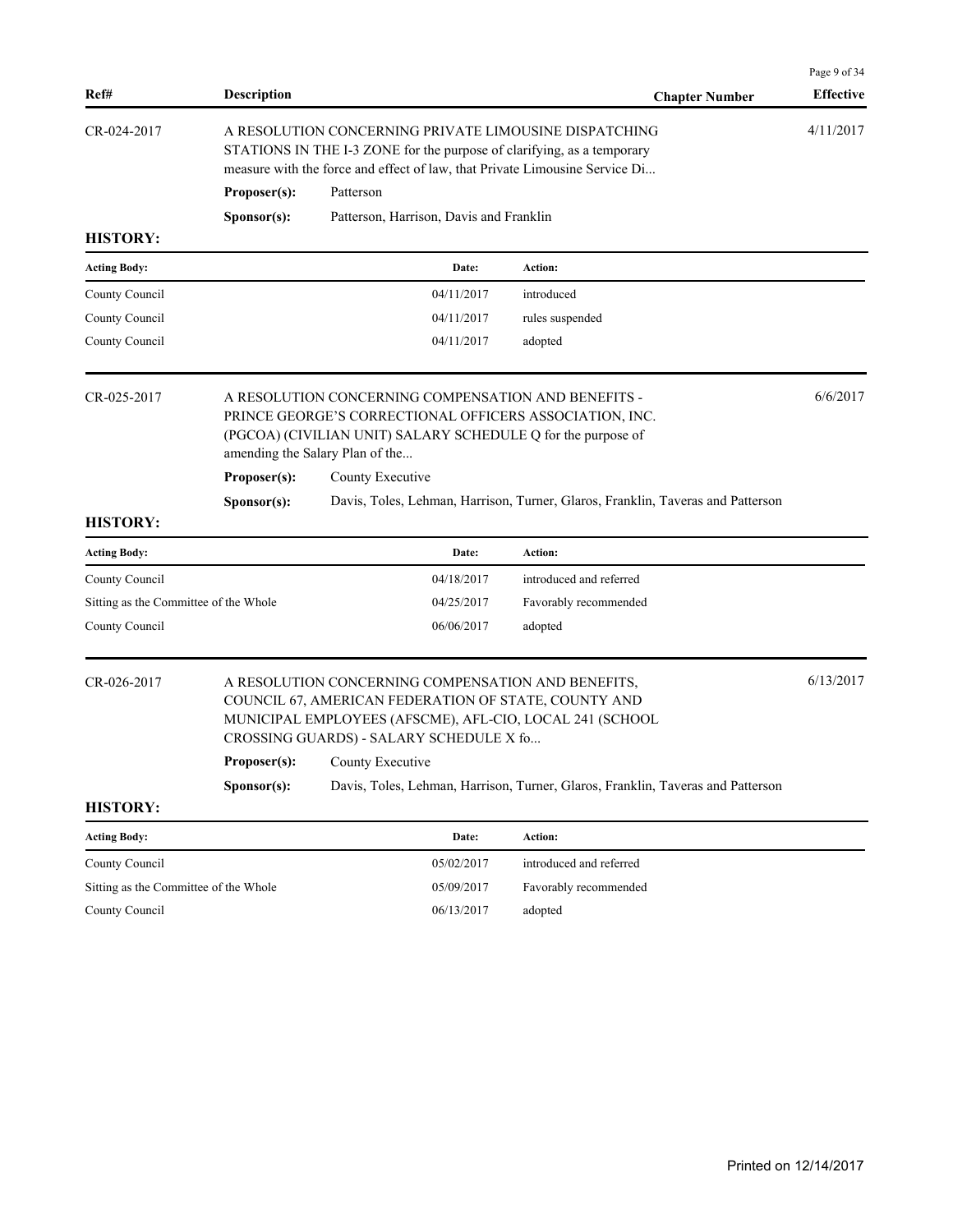| Ref# | Description | Chapter Number | Effective |
|---|---|---|---|

**CR-024-2017** — A RESOLUTION CONCERNING PRIVATE LIMOUSINE DISPATCHING STATIONS IN THE I-3 ZONE for the purpose of clarifying, as a temporary measure with the force and effect of law, that Private Limousine Service Di... — Effective: 4/11/2017

**Proposer(s):** Patterson

**Sponsor(s):** Patterson, Harrison, Davis and Franklin

**HISTORY:**

| Acting Body: | Date: | Action: |
|---|---|---|
| County Council | 04/11/2017 | introduced |
| County Council | 04/11/2017 | rules suspended |
| County Council | 04/11/2017 | adopted |

**CR-025-2017** — A RESOLUTION CONCERNING COMPENSATION AND BENEFITS - PRINCE GEORGE'S CORRECTIONAL OFFICERS ASSOCIATION, INC. (PGCOA) (CIVILIAN UNIT) SALARY SCHEDULE Q for the purpose of amending the Salary Plan of the... — Effective: 6/6/2017

**Proposer(s):** County Executive

**Sponsor(s):** Davis, Toles, Lehman, Harrison, Turner, Glaros, Franklin, Taveras and Patterson

**HISTORY:**

| Acting Body: | Date: | Action: |
|---|---|---|
| County Council | 04/18/2017 | introduced and referred |
| Sitting as the Committee of the Whole | 04/25/2017 | Favorably recommended |
| County Council | 06/06/2017 | adopted |

**CR-026-2017** — A RESOLUTION CONCERNING COMPENSATION AND BENEFITS, COUNCIL 67, AMERICAN FEDERATION OF STATE, COUNTY AND MUNICIPAL EMPLOYEES (AFSCME), AFL-CIO, LOCAL 241 (SCHOOL CROSSING GUARDS) - SALARY SCHEDULE X fo... — Effective: 6/13/2017

**Proposer(s):** County Executive

**Sponsor(s):** Davis, Toles, Lehman, Harrison, Turner, Glaros, Franklin, Taveras and Patterson

**HISTORY:**

| Acting Body: | Date: | Action: |
|---|---|---|
| County Council | 05/02/2017 | introduced and referred |
| Sitting as the Committee of the Whole | 05/09/2017 | Favorably recommended |
| County Council | 06/13/2017 | adopted |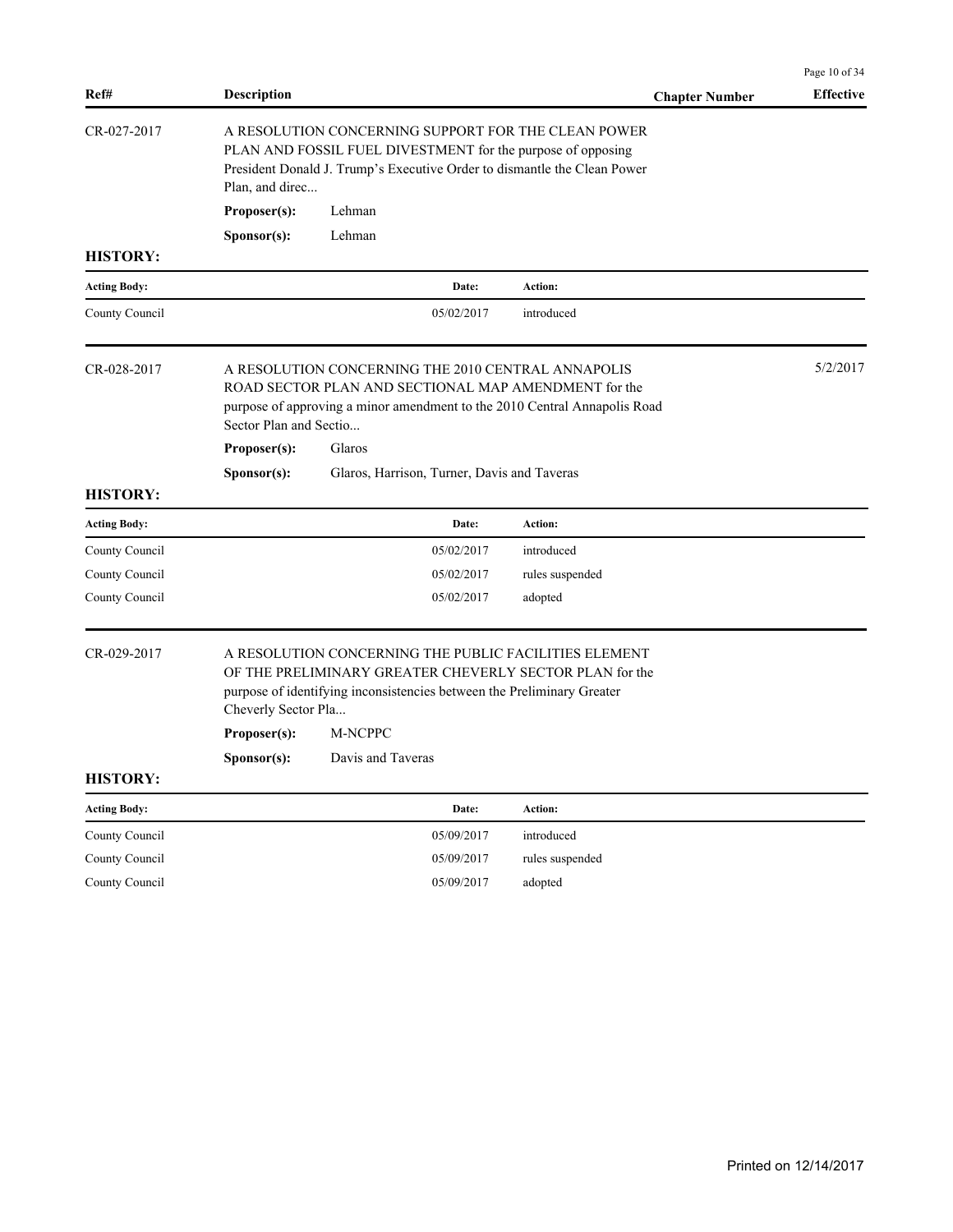| Ref# | Description | Chapter Number | Effective |
|---|---|---|---|
| CR-027-2017 | A RESOLUTION CONCERNING SUPPORT FOR THE CLEAN POWER PLAN AND FOSSIL FUEL DIVESTMENT for the purpose of opposing President Donald J. Trump's Executive Order to dismantle the Clean Power Plan, and direc... | | |

**Proposer(s):** Lehman

**Sponsor(s):** Lehman

**HISTORY:**

| Acting Body: | Date: | Action: |
|---|---|---|
| County Council | 05/02/2017 | introduced |

| Ref# | Description | Chapter Number | Effective |
|---|---|---|---|
| CR-028-2017 | A RESOLUTION CONCERNING THE 2010 CENTRAL ANNAPOLIS ROAD SECTOR PLAN AND SECTIONAL MAP AMENDMENT for the purpose of approving a minor amendment to the 2010 Central Annapolis Road Sector Plan and Sectio... | | 5/2/2017 |

**Proposer(s):** Glaros

**Sponsor(s):** Glaros, Harrison, Turner, Davis and Taveras

**HISTORY:**

| Acting Body: | Date: | Action: |
|---|---|---|
| County Council | 05/02/2017 | introduced |
| County Council | 05/02/2017 | rules suspended |
| County Council | 05/02/2017 | adopted |

| Ref# | Description | Chapter Number | Effective |
|---|---|---|---|
| CR-029-2017 | A RESOLUTION CONCERNING THE PUBLIC FACILITIES ELEMENT OF THE PRELIMINARY GREATER CHEVERLY SECTOR PLAN for the purpose of identifying inconsistencies between the Preliminary Greater Cheverly Sector Pla... | | |

**Proposer(s):** M-NCPPC

**Sponsor(s):** Davis and Taveras

**HISTORY:**

| Acting Body: | Date: | Action: |
|---|---|---|
| County Council | 05/09/2017 | introduced |
| County Council | 05/09/2017 | rules suspended |
| County Council | 05/09/2017 | adopted |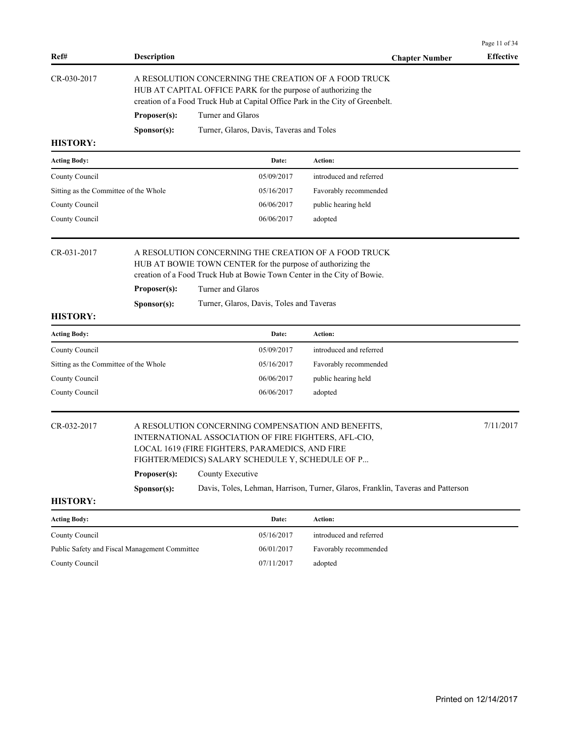| Ref# | Description | Chapter Number | Effective |
|---|---|---|---|

**CR-030-2017**

A RESOLUTION CONCERNING THE CREATION OF A FOOD TRUCK HUB AT CAPITAL OFFICE PARK for the purpose of authorizing the creation of a Food Truck Hub at Capital Office Park in the City of Greenbelt.

**Proposer(s):** Turner and Glaros

**Sponsor(s):** Turner, Glaros, Davis, Taveras and Toles

**HISTORY:**

| Acting Body: | Date: | Action: |
|---|---|---|
| County Council | 05/09/2017 | introduced and referred |
| Sitting as the Committee of the Whole | 05/16/2017 | Favorably recommended |
| County Council | 06/06/2017 | public hearing held |
| County Council | 06/06/2017 | adopted |

**CR-031-2017**

A RESOLUTION CONCERNING THE CREATION OF A FOOD TRUCK HUB AT BOWIE TOWN CENTER for the purpose of authorizing the creation of a Food Truck Hub at Bowie Town Center in the City of Bowie.

**Proposer(s):** Turner and Glaros

**Sponsor(s):** Turner, Glaros, Davis, Toles and Taveras

**HISTORY:**

| Acting Body: | Date: | Action: |
|---|---|---|
| County Council | 05/09/2017 | introduced and referred |
| Sitting as the Committee of the Whole | 05/16/2017 | Favorably recommended |
| County Council | 06/06/2017 | public hearing held |
| County Council | 06/06/2017 | adopted |

**CR-032-2017** — Effective: 7/11/2017

A RESOLUTION CONCERNING COMPENSATION AND BENEFITS, INTERNATIONAL ASSOCIATION OF FIRE FIGHTERS, AFL-CIO, LOCAL 1619 (FIRE FIGHTERS, PARAMEDICS, AND FIRE FIGHTER/MEDICS) SALARY SCHEDULE Y, SCHEDULE OF P...

**Proposer(s):** County Executive

**Sponsor(s):** Davis, Toles, Lehman, Harrison, Turner, Glaros, Franklin, Taveras and Patterson

**HISTORY:**

| Acting Body: | Date: | Action: |
|---|---|---|
| County Council | 05/16/2017 | introduced and referred |
| Public Safety and Fiscal Management Committee | 06/01/2017 | Favorably recommended |
| County Council | 07/11/2017 | adopted |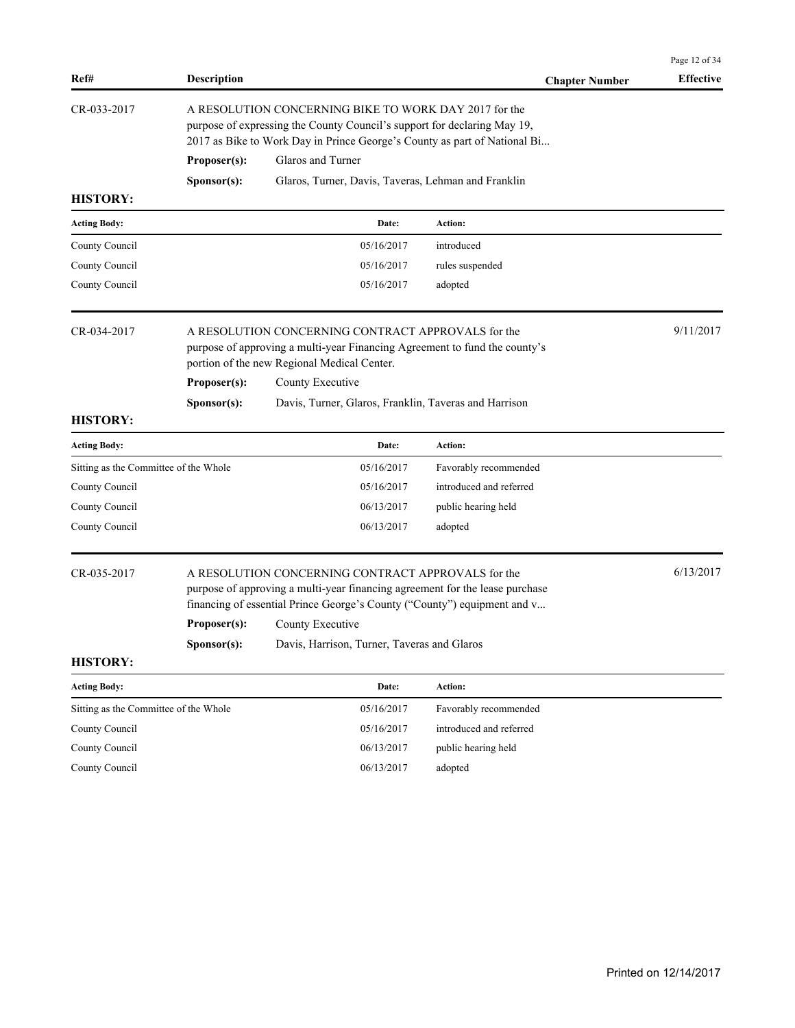| Ref# | Description | Chapter Number | Effective |
|---|---|---|---|

**CR-033-2017**

A RESOLUTION CONCERNING BIKE TO WORK DAY 2017 for the purpose of expressing the County Council's support for declaring May 19, 2017 as Bike to Work Day in Prince George's County as part of National Bi...

**Proposer(s):** Glaros and Turner

**Sponsor(s):** Glaros, Turner, Davis, Taveras, Lehman and Franklin

**HISTORY:**

| Acting Body: | Date: | Action: |
|---|---|---|
| County Council | 05/16/2017 | introduced |
| County Council | 05/16/2017 | rules suspended |
| County Council | 05/16/2017 | adopted |

**CR-034-2017** — Effective: 9/11/2017

A RESOLUTION CONCERNING CONTRACT APPROVALS for the purpose of approving a multi-year Financing Agreement to fund the county's portion of the new Regional Medical Center.

**Proposer(s):** County Executive

**Sponsor(s):** Davis, Turner, Glaros, Franklin, Taveras and Harrison

**HISTORY:**

| Acting Body: | Date: | Action: |
|---|---|---|
| Sitting as the Committee of the Whole | 05/16/2017 | Favorably recommended |
| County Council | 05/16/2017 | introduced and referred |
| County Council | 06/13/2017 | public hearing held |
| County Council | 06/13/2017 | adopted |

**CR-035-2017** — Effective: 6/13/2017

A RESOLUTION CONCERNING CONTRACT APPROVALS for the purpose of approving a multi-year financing agreement for the lease purchase financing of essential Prince George's County ("County") equipment and v...

**Proposer(s):** County Executive

**Sponsor(s):** Davis, Harrison, Turner, Taveras and Glaros

**HISTORY:**

| Acting Body: | Date: | Action: |
|---|---|---|
| Sitting as the Committee of the Whole | 05/16/2017 | Favorably recommended |
| County Council | 05/16/2017 | introduced and referred |
| County Council | 06/13/2017 | public hearing held |
| County Council | 06/13/2017 | adopted |

Printed on 12/14/2017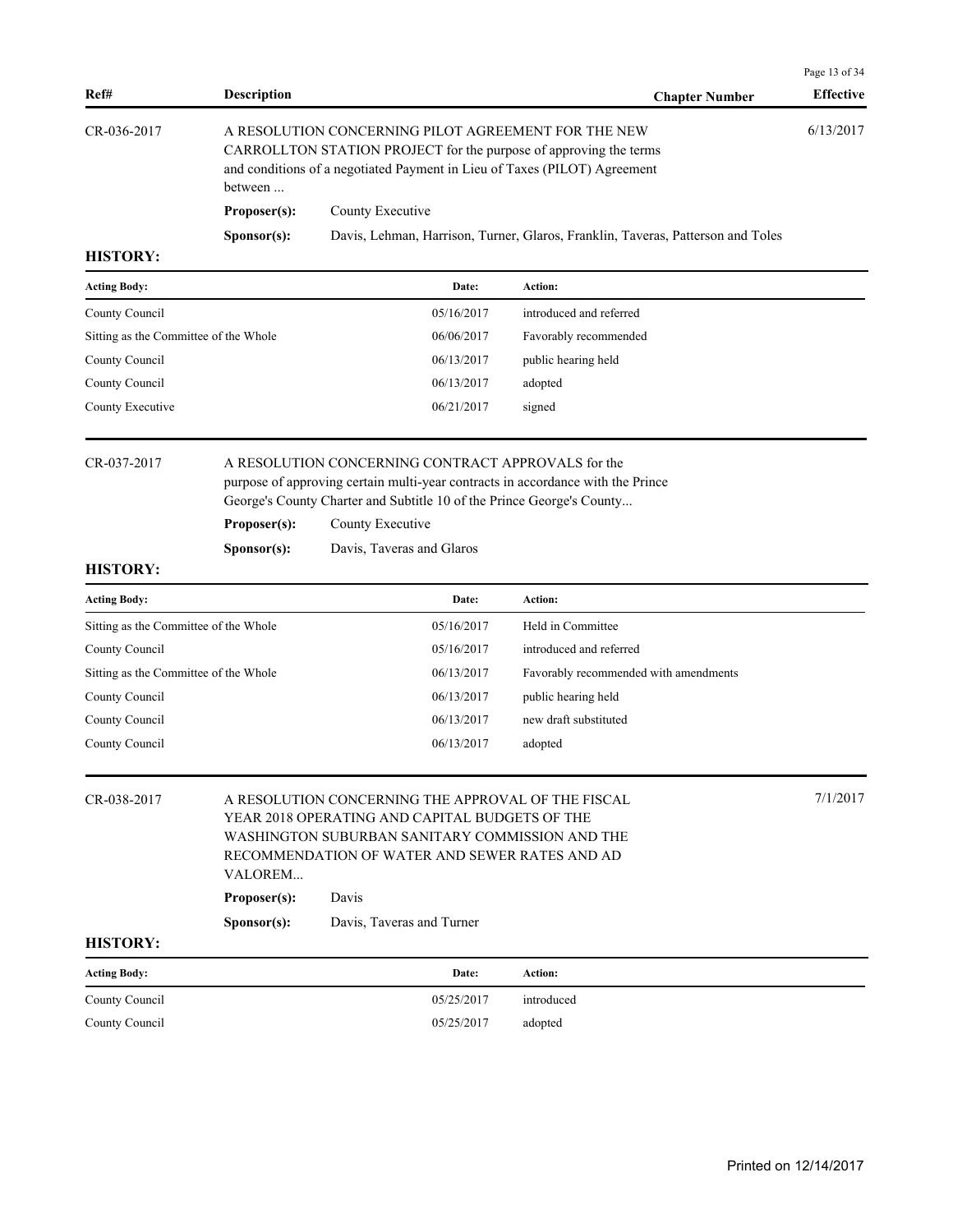| Ref# | Description | Chapter Number | Effective |
|---|---|---|---|
| CR-036-2017 | A RESOLUTION CONCERNING PILOT AGREEMENT FOR THE NEW CARROLLTON STATION PROJECT for the purpose of approving the terms and conditions of a negotiated Payment in Lieu of Taxes (PILOT) Agreement between ... | | 6/13/2017 |

**Proposer(s):** County Executive

**Sponsor(s):** Davis, Lehman, Harrison, Turner, Glaros, Franklin, Taveras, Patterson and Toles

**HISTORY:**

| Acting Body: | Date: | Action: |
|---|---|---|
| County Council | 05/16/2017 | introduced and referred |
| Sitting as the Committee of the Whole | 06/06/2017 | Favorably recommended |
| County Council | 06/13/2017 | public hearing held |
| County Council | 06/13/2017 | adopted |
| County Executive | 06/21/2017 | signed |

| Ref# | Description | Chapter Number | Effective |
|---|---|---|---|
| CR-037-2017 | A RESOLUTION CONCERNING CONTRACT APPROVALS for the purpose of approving certain multi-year contracts in accordance with the Prince George's County Charter and Subtitle 10 of the Prince George's County... | | |

**Proposer(s):** County Executive

**Sponsor(s):** Davis, Taveras and Glaros

**HISTORY:**

| Acting Body: | Date: | Action: |
|---|---|---|
| Sitting as the Committee of the Whole | 05/16/2017 | Held in Committee |
| County Council | 05/16/2017 | introduced and referred |
| Sitting as the Committee of the Whole | 06/13/2017 | Favorably recommended with amendments |
| County Council | 06/13/2017 | public hearing held |
| County Council | 06/13/2017 | new draft substituted |
| County Council | 06/13/2017 | adopted |

| Ref# | Description | Chapter Number | Effective |
|---|---|---|---|
| CR-038-2017 | A RESOLUTION CONCERNING THE APPROVAL OF THE FISCAL YEAR 2018 OPERATING AND CAPITAL BUDGETS OF THE WASHINGTON SUBURBAN SANITARY COMMISSION AND THE RECOMMENDATION OF WATER AND SEWER RATES AND AD VALOREM... | | 7/1/2017 |

**Proposer(s):** Davis

**Sponsor(s):** Davis, Taveras and Turner

**HISTORY:**

| Acting Body: | Date: | Action: |
|---|---|---|
| County Council | 05/25/2017 | introduced |
| County Council | 05/25/2017 | adopted |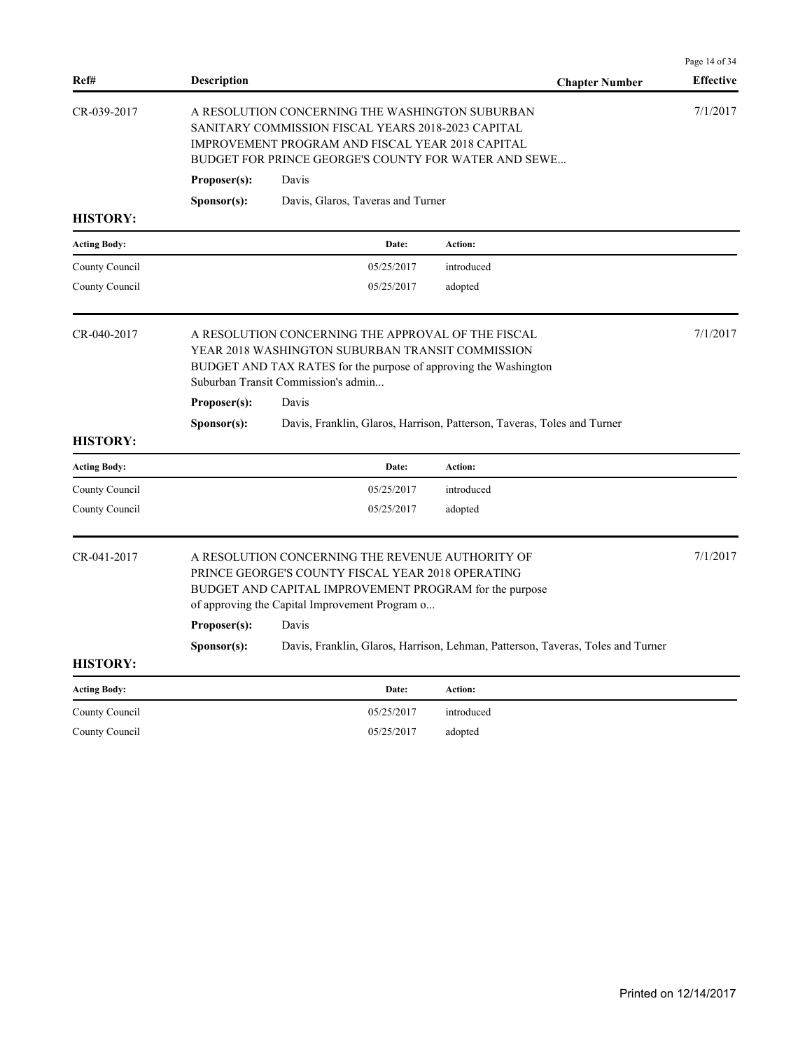| Ref# | Description | Chapter Number | Effective |
|---|---|---|---|
| CR-039-2017 | A RESOLUTION CONCERNING THE WASHINGTON SUBURBAN SANITARY COMMISSION FISCAL YEARS 2018-2023 CAPITAL IMPROVEMENT PROGRAM AND FISCAL YEAR 2018 CAPITAL BUDGET FOR PRINCE GEORGE'S COUNTY FOR WATER AND SEWE... | | 7/1/2017 |

**Proposer(s):** Davis

**Sponsor(s):** Davis, Glaros, Taveras and Turner

**HISTORY:**

| Acting Body: | Date: | Action: |
|---|---|---|
| County Council | 05/25/2017 | introduced |
| County Council | 05/25/2017 | adopted |

| Ref# | Description | Chapter Number | Effective |
|---|---|---|---|
| CR-040-2017 | A RESOLUTION CONCERNING THE APPROVAL OF THE FISCAL YEAR 2018 WASHINGTON SUBURBAN TRANSIT COMMISSION BUDGET AND TAX RATES for the purpose of approving the Washington Suburban Transit Commission's admin... | | 7/1/2017 |

**Proposer(s):** Davis

**Sponsor(s):** Davis, Franklin, Glaros, Harrison, Patterson, Taveras, Toles and Turner

**HISTORY:**

| Acting Body: | Date: | Action: |
|---|---|---|
| County Council | 05/25/2017 | introduced |
| County Council | 05/25/2017 | adopted |

| Ref# | Description | Chapter Number | Effective |
|---|---|---|---|
| CR-041-2017 | A RESOLUTION CONCERNING THE REVENUE AUTHORITY OF PRINCE GEORGE'S COUNTY FISCAL YEAR 2018 OPERATING BUDGET AND CAPITAL IMPROVEMENT PROGRAM for the purpose of approving the Capital Improvement Program o... | | 7/1/2017 |

**Proposer(s):** Davis

**Sponsor(s):** Davis, Franklin, Glaros, Harrison, Lehman, Patterson, Taveras, Toles and Turner

**HISTORY:**

| Acting Body: | Date: | Action: |
|---|---|---|
| County Council | 05/25/2017 | introduced |
| County Council | 05/25/2017 | adopted |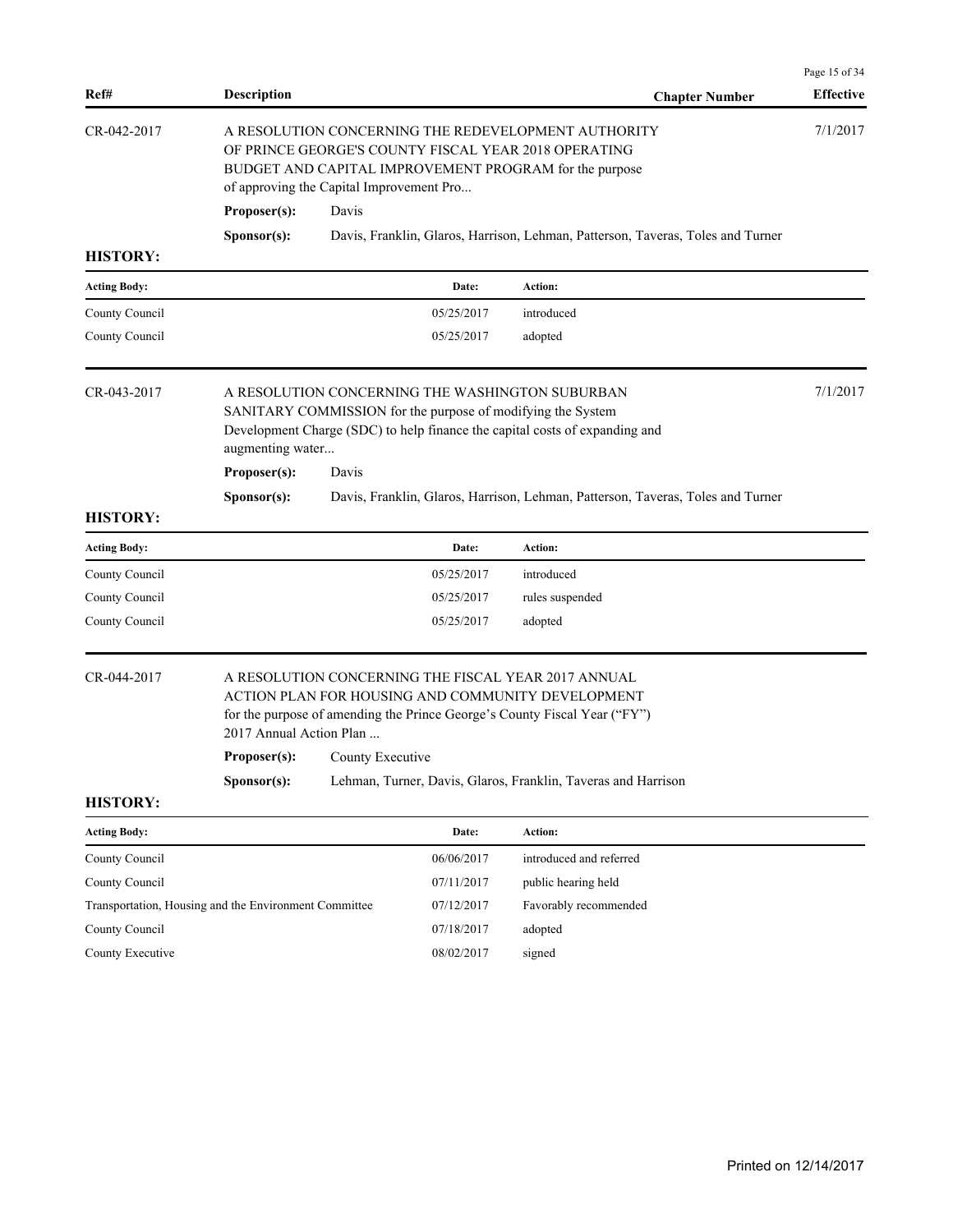| Ref# | Description | Chapter Number | Effective |
|---|---|---|---|
| CR-042-2017 | A RESOLUTION CONCERNING THE REDEVELOPMENT AUTHORITY OF PRINCE GEORGE'S COUNTY FISCAL YEAR 2018 OPERATING BUDGET AND CAPITAL IMPROVEMENT PROGRAM for the purpose of approving the Capital Improvement Pro... | | 7/1/2017 |

**Proposer(s):** Davis

**Sponsor(s):** Davis, Franklin, Glaros, Harrison, Lehman, Patterson, Taveras, Toles and Turner

**HISTORY:**

| Acting Body: | Date: | Action: |
|---|---|---|
| County Council | 05/25/2017 | introduced |
| County Council | 05/25/2017 | adopted |

| Ref# | Description | Chapter Number | Effective |
|---|---|---|---|
| CR-043-2017 | A RESOLUTION CONCERNING THE WASHINGTON SUBURBAN SANITARY COMMISSION for the purpose of modifying the System Development Charge (SDC) to help finance the capital costs of expanding and augmenting water... | | 7/1/2017 |

**Proposer(s):** Davis

**Sponsor(s):** Davis, Franklin, Glaros, Harrison, Lehman, Patterson, Taveras, Toles and Turner

**HISTORY:**

| Acting Body: | Date: | Action: |
|---|---|---|
| County Council | 05/25/2017 | introduced |
| County Council | 05/25/2017 | rules suspended |
| County Council | 05/25/2017 | adopted |

| Ref# | Description | Chapter Number | Effective |
|---|---|---|---|
| CR-044-2017 | A RESOLUTION CONCERNING THE FISCAL YEAR 2017 ANNUAL ACTION PLAN FOR HOUSING AND COMMUNITY DEVELOPMENT for the purpose of amending the Prince George's County Fiscal Year ("FY") 2017 Annual Action Plan ... | | |

**Proposer(s):** County Executive

**Sponsor(s):** Lehman, Turner, Davis, Glaros, Franklin, Taveras and Harrison

**HISTORY:**

| Acting Body: | Date: | Action: |
|---|---|---|
| County Council | 06/06/2017 | introduced and referred |
| County Council | 07/11/2017 | public hearing held |
| Transportation, Housing and the Environment Committee | 07/12/2017 | Favorably recommended |
| County Council | 07/18/2017 | adopted |
| County Executive | 08/02/2017 | signed |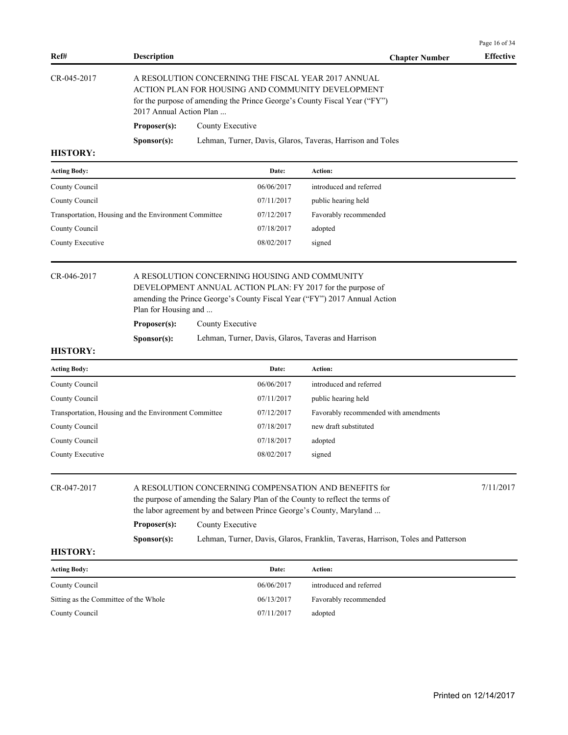| Ref# | Description | Chapter Number | Effective |
|---|---|---|---|
| CR-045-2017 | A RESOLUTION CONCERNING THE FISCAL YEAR 2017 ANNUAL ACTION PLAN FOR HOUSING AND COMMUNITY DEVELOPMENT for the purpose of amending the Prince George's County Fiscal Year ("FY") 2017 Annual Action Plan ... | | |

**Proposer(s):** County Executive

**Sponsor(s):** Lehman, Turner, Davis, Glaros, Taveras, Harrison and Toles

**HISTORY:**

| Acting Body: | Date: | Action: |
|---|---|---|
| County Council | 06/06/2017 | introduced and referred |
| County Council | 07/11/2017 | public hearing held |
| Transportation, Housing and the Environment Committee | 07/12/2017 | Favorably recommended |
| County Council | 07/18/2017 | adopted |
| County Executive | 08/02/2017 | signed |

| Ref# | Description | Chapter Number | Effective |
|---|---|---|---|
| CR-046-2017 | A RESOLUTION CONCERNING HOUSING AND COMMUNITY DEVELOPMENT ANNUAL ACTION PLAN: FY 2017 for the purpose of amending the Prince George's County Fiscal Year ("FY") 2017 Annual Action Plan for Housing and ... | | |

**Proposer(s):** County Executive

**Sponsor(s):** Lehman, Turner, Davis, Glaros, Taveras and Harrison

**HISTORY:**

| Acting Body: | Date: | Action: |
|---|---|---|
| County Council | 06/06/2017 | introduced and referred |
| County Council | 07/11/2017 | public hearing held |
| Transportation, Housing and the Environment Committee | 07/12/2017 | Favorably recommended with amendments |
| County Council | 07/18/2017 | new draft substituted |
| County Council | 07/18/2017 | adopted |
| County Executive | 08/02/2017 | signed |

| Ref# | Description | Chapter Number | Effective |
|---|---|---|---|
| CR-047-2017 | A RESOLUTION CONCERNING COMPENSATION AND BENEFITS for the purpose of amending the Salary Plan of the County to reflect the terms of the labor agreement by and between Prince George's County, Maryland ... | | 7/11/2017 |

**Proposer(s):** County Executive

**Sponsor(s):** Lehman, Turner, Davis, Glaros, Franklin, Taveras, Harrison, Toles and Patterson

**HISTORY:**

| Acting Body: | Date: | Action: |
|---|---|---|
| County Council | 06/06/2017 | introduced and referred |
| Sitting as the Committee of the Whole | 06/13/2017 | Favorably recommended |
| County Council | 07/11/2017 | adopted |

Printed on 12/14/2017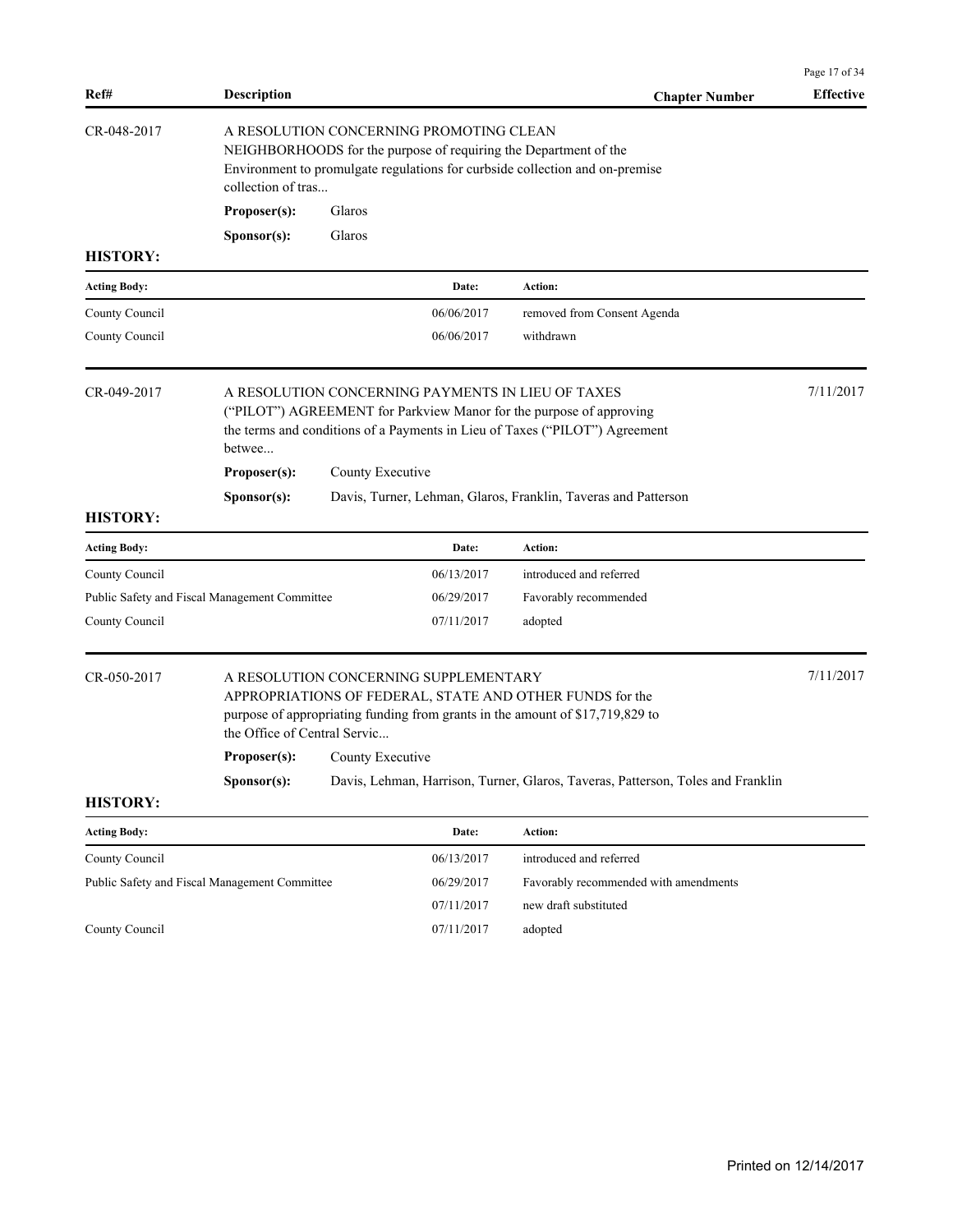| Ref# | Description | Chapter Number | Effective |
|---|---|---|---|

**CR-048-2017**

A RESOLUTION CONCERNING PROMOTING CLEAN NEIGHBORHOODS for the purpose of requiring the Department of the Environment to promulgate regulations for curbside collection and on-premise collection of tras...

**Proposer(s):** Glaros

**Sponsor(s):** Glaros

**HISTORY:**

| Acting Body: | Date: | Action: |
|---|---|---|
| County Council | 06/06/2017 | removed from Consent Agenda |
| County Council | 06/06/2017 | withdrawn |

**CR-049-2017** — Effective: 7/11/2017

A RESOLUTION CONCERNING PAYMENTS IN LIEU OF TAXES ("PILOT") AGREEMENT for Parkview Manor for the purpose of approving the terms and conditions of a Payments in Lieu of Taxes ("PILOT") Agreement betwee...

**Proposer(s):** County Executive

**Sponsor(s):** Davis, Turner, Lehman, Glaros, Franklin, Taveras and Patterson

**HISTORY:**

| Acting Body: | Date: | Action: |
|---|---|---|
| County Council | 06/13/2017 | introduced and referred |
| Public Safety and Fiscal Management Committee | 06/29/2017 | Favorably recommended |
| County Council | 07/11/2017 | adopted |

**CR-050-2017** — Effective: 7/11/2017

A RESOLUTION CONCERNING SUPPLEMENTARY APPROPRIATIONS OF FEDERAL, STATE AND OTHER FUNDS for the purpose of appropriating funding from grants in the amount of $17,719,829 to the Office of Central Servic...

**Proposer(s):** County Executive

**Sponsor(s):** Davis, Lehman, Harrison, Turner, Glaros, Taveras, Patterson, Toles and Franklin

**HISTORY:**

| Acting Body: | Date: | Action: |
|---|---|---|
| County Council | 06/13/2017 | introduced and referred |
| Public Safety and Fiscal Management Committee | 06/29/2017 | Favorably recommended with amendments |
| | 07/11/2017 | new draft substituted |
| County Council | 07/11/2017 | adopted |

Printed on 12/14/2017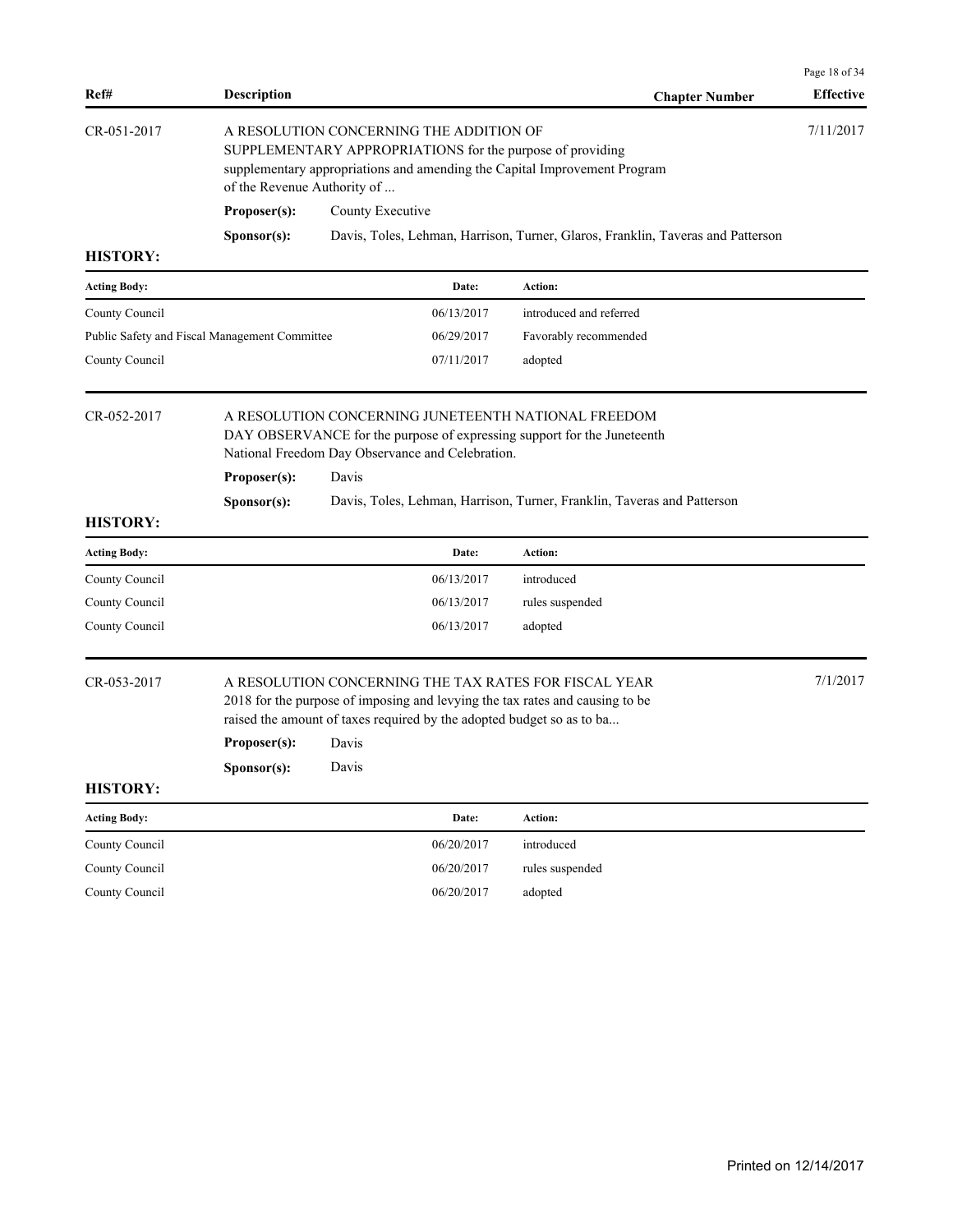| Ref# | Description | Chapter Number | Effective |
|---|---|---|---|
| CR-051-2017 | A RESOLUTION CONCERNING THE ADDITION OF SUPPLEMENTARY APPROPRIATIONS for the purpose of providing supplementary appropriations and amending the Capital Improvement Program of the Revenue Authority of ... | | 7/11/2017 |

**Proposer(s):** County Executive

**Sponsor(s):** Davis, Toles, Lehman, Harrison, Turner, Glaros, Franklin, Taveras and Patterson

**HISTORY:**

| Acting Body: | Date: | Action: |
|---|---|---|
| County Council | 06/13/2017 | introduced and referred |
| Public Safety and Fiscal Management Committee | 06/29/2017 | Favorably recommended |
| County Council | 07/11/2017 | adopted |

| Ref# | Description | Chapter Number | Effective |
|---|---|---|---|
| CR-052-2017 | A RESOLUTION CONCERNING JUNETEENTH NATIONAL FREEDOM DAY OBSERVANCE for the purpose of expressing support for the Juneteenth National Freedom Day Observance and Celebration. | | |

**Proposer(s):** Davis

**Sponsor(s):** Davis, Toles, Lehman, Harrison, Turner, Franklin, Taveras and Patterson

**HISTORY:**

| Acting Body: | Date: | Action: |
|---|---|---|
| County Council | 06/13/2017 | introduced |
| County Council | 06/13/2017 | rules suspended |
| County Council | 06/13/2017 | adopted |

| Ref# | Description | Chapter Number | Effective |
|---|---|---|---|
| CR-053-2017 | A RESOLUTION CONCERNING THE TAX RATES FOR FISCAL YEAR 2018 for the purpose of imposing and levying the tax rates and causing to be raised the amount of taxes required by the adopted budget so as to ba... | | 7/1/2017 |

**Proposer(s):** Davis

**Sponsor(s):** Davis

**HISTORY:**

| Acting Body: | Date: | Action: |
|---|---|---|
| County Council | 06/20/2017 | introduced |
| County Council | 06/20/2017 | rules suspended |
| County Council | 06/20/2017 | adopted |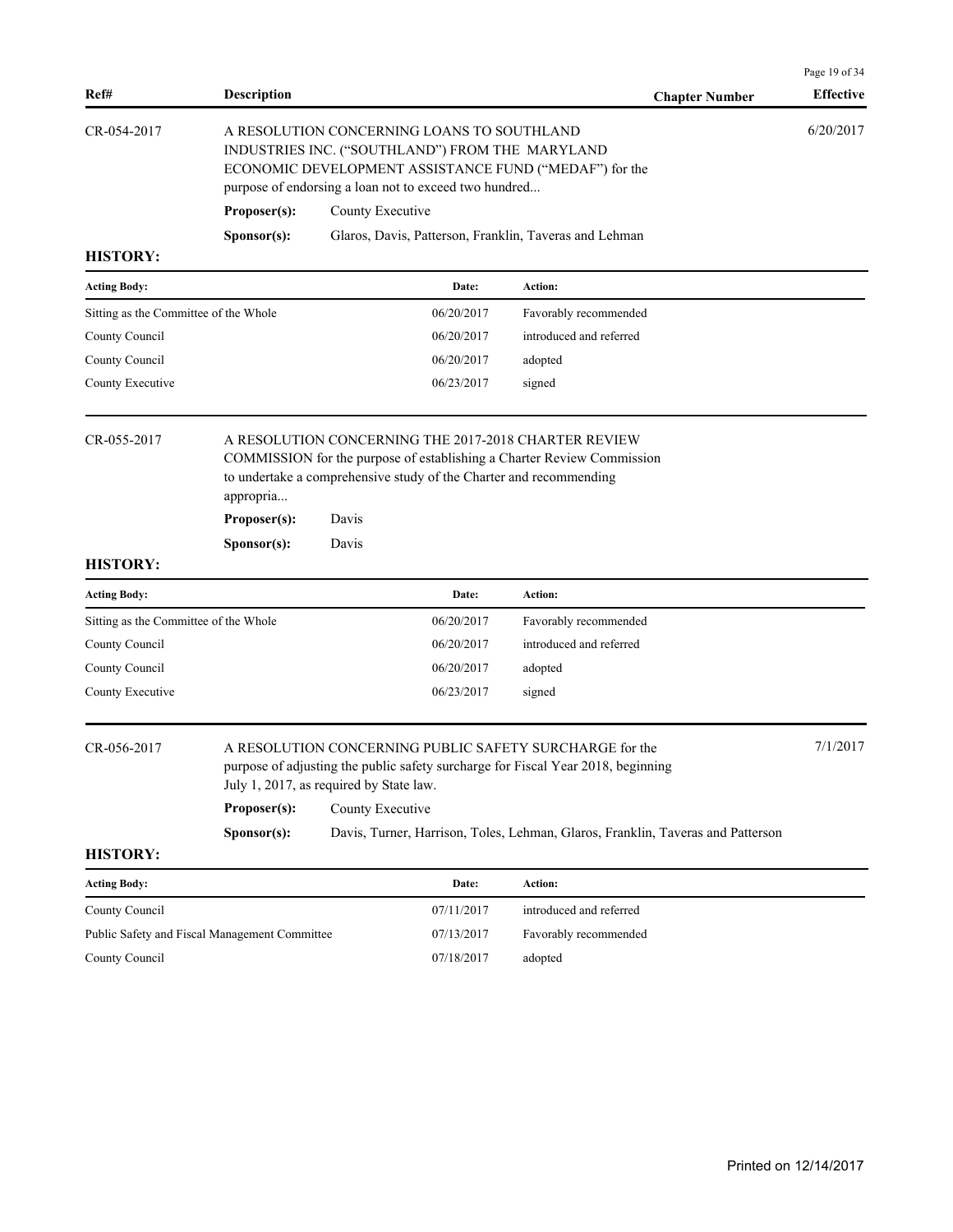| Ref# | Description | Chapter Number | Effective |
|---|---|---|---|
| CR-054-2017 | A RESOLUTION CONCERNING LOANS TO SOUTHLAND INDUSTRIES INC. ("SOUTHLAND") FROM THE MARYLAND ECONOMIC DEVELOPMENT ASSISTANCE FUND ("MEDAF") for the purpose of endorsing a loan not to exceed two hundred... | | 6/20/2017 |

**Proposer(s):** County Executive

**Sponsor(s):** Glaros, Davis, Patterson, Franklin, Taveras and Lehman

**HISTORY:**

| Acting Body: | Date: | Action: |
|---|---|---|
| Sitting as the Committee of the Whole | 06/20/2017 | Favorably recommended |
| County Council | 06/20/2017 | introduced and referred |
| County Council | 06/20/2017 | adopted |
| County Executive | 06/23/2017 | signed |

| Ref# | Description | Chapter Number | Effective |
|---|---|---|---|
| CR-055-2017 | A RESOLUTION CONCERNING THE 2017-2018 CHARTER REVIEW COMMISSION for the purpose of establishing a Charter Review Commission to undertake a comprehensive study of the Charter and recommending appropria... | | |

**Proposer(s):** Davis

**Sponsor(s):** Davis

**HISTORY:**

| Acting Body: | Date: | Action: |
|---|---|---|
| Sitting as the Committee of the Whole | 06/20/2017 | Favorably recommended |
| County Council | 06/20/2017 | introduced and referred |
| County Council | 06/20/2017 | adopted |
| County Executive | 06/23/2017 | signed |

| Ref# | Description | Chapter Number | Effective |
|---|---|---|---|
| CR-056-2017 | A RESOLUTION CONCERNING PUBLIC SAFETY SURCHARGE for the purpose of adjusting the public safety surcharge for Fiscal Year 2018, beginning July 1, 2017, as required by State law. | | 7/1/2017 |

**Proposer(s):** County Executive

**Sponsor(s):** Davis, Turner, Harrison, Toles, Lehman, Glaros, Franklin, Taveras and Patterson

**HISTORY:**

| Acting Body: | Date: | Action: |
|---|---|---|
| County Council | 07/11/2017 | introduced and referred |
| Public Safety and Fiscal Management Committee | 07/13/2017 | Favorably recommended |
| County Council | 07/18/2017 | adopted |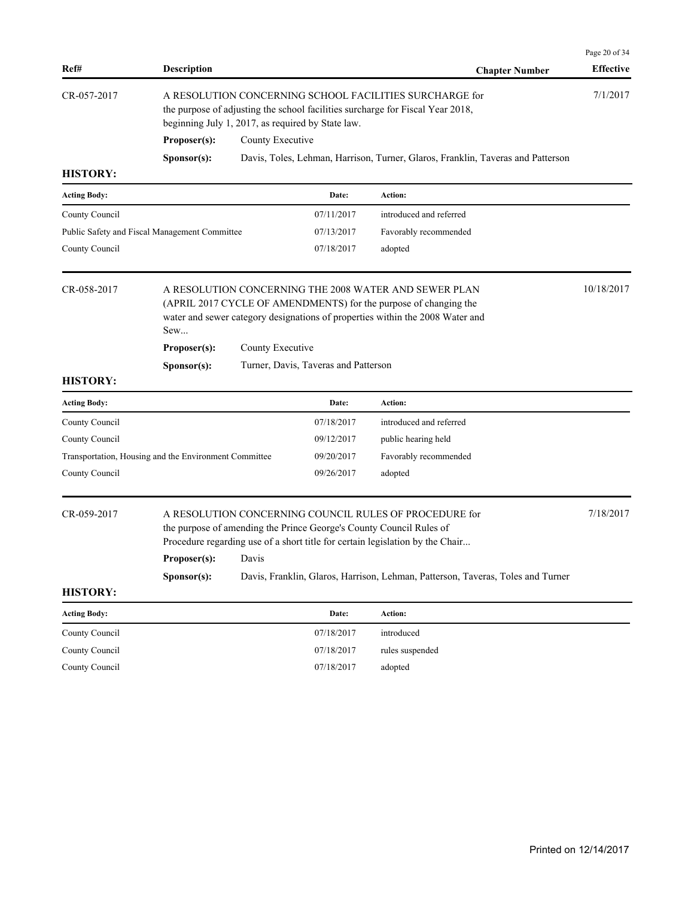| Ref# | Description | Chapter Number | Effective |
|---|---|---|---|

**CR-057-2017** — A RESOLUTION CONCERNING SCHOOL FACILITIES SURCHARGE for the purpose of adjusting the school facilities surcharge for Fiscal Year 2018, beginning July 1, 2017, as required by State law. — Effective: 7/1/2017

**Proposer(s):** County Executive

**Sponsor(s):** Davis, Toles, Lehman, Harrison, Turner, Glaros, Franklin, Taveras and Patterson

**HISTORY:**

| Acting Body: | Date: | Action: |
|---|---|---|
| County Council | 07/11/2017 | introduced and referred |
| Public Safety and Fiscal Management Committee | 07/13/2017 | Favorably recommended |
| County Council | 07/18/2017 | adopted |

**CR-058-2017** — A RESOLUTION CONCERNING THE 2008 WATER AND SEWER PLAN (APRIL 2017 CYCLE OF AMENDMENTS) for the purpose of changing the water and sewer category designations of properties within the 2008 Water and Sew... — Effective: 10/18/2017

**Proposer(s):** County Executive

**Sponsor(s):** Turner, Davis, Taveras and Patterson

**HISTORY:**

| Acting Body: | Date: | Action: |
|---|---|---|
| County Council | 07/18/2017 | introduced and referred |
| County Council | 09/12/2017 | public hearing held |
| Transportation, Housing and the Environment Committee | 09/20/2017 | Favorably recommended |
| County Council | 09/26/2017 | adopted |

**CR-059-2017** — A RESOLUTION CONCERNING COUNCIL RULES OF PROCEDURE for the purpose of amending the Prince George's County Council Rules of Procedure regarding use of a short title for certain legislation by the Chair... — Effective: 7/18/2017

**Proposer(s):** Davis

**Sponsor(s):** Davis, Franklin, Glaros, Harrison, Lehman, Patterson, Taveras, Toles and Turner

**HISTORY:**

| Acting Body: | Date: | Action: |
|---|---|---|
| County Council | 07/18/2017 | introduced |
| County Council | 07/18/2017 | rules suspended |
| County Council | 07/18/2017 | adopted |

Printed on 12/14/2017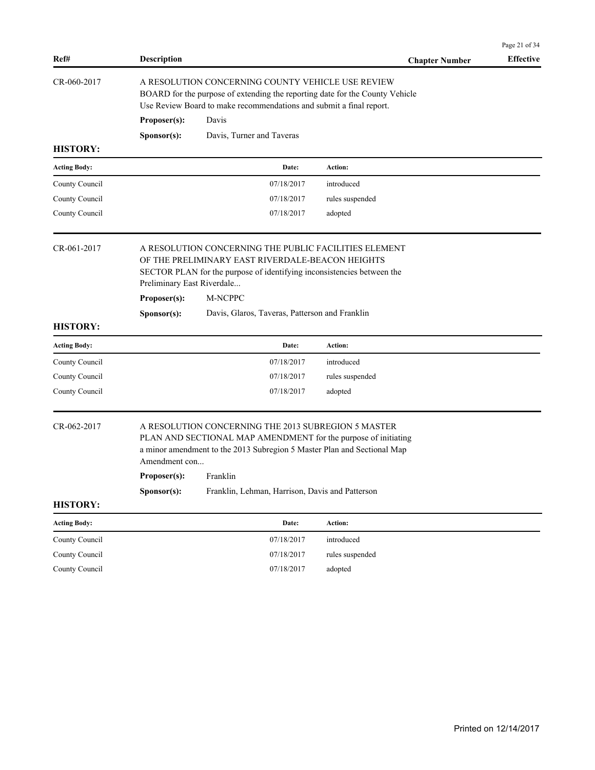| Ref# | Description | Chapter Number | Effective |
|---|---|---|---|

CR-060-2017

A RESOLUTION CONCERNING COUNTY VEHICLE USE REVIEW BOARD for the purpose of extending the reporting date for the County Vehicle Use Review Board to make recommendations and submit a final report.

**Proposer(s):** Davis

**Sponsor(s):** Davis, Turner and Taveras

**HISTORY:**

| Acting Body: | Date: | Action: |
|---|---|---|
| County Council | 07/18/2017 | introduced |
| County Council | 07/18/2017 | rules suspended |
| County Council | 07/18/2017 | adopted |

CR-061-2017

A RESOLUTION CONCERNING THE PUBLIC FACILITIES ELEMENT OF THE PRELIMINARY EAST RIVERDALE-BEACON HEIGHTS SECTOR PLAN for the purpose of identifying inconsistencies between the Preliminary East Riverdale...

**Proposer(s):** M-NCPPC

**Sponsor(s):** Davis, Glaros, Taveras, Patterson and Franklin

**HISTORY:**

| Acting Body: | Date: | Action: |
|---|---|---|
| County Council | 07/18/2017 | introduced |
| County Council | 07/18/2017 | rules suspended |
| County Council | 07/18/2017 | adopted |

CR-062-2017

A RESOLUTION CONCERNING THE 2013 SUBREGION 5 MASTER PLAN AND SECTIONAL MAP AMENDMENT for the purpose of initiating a minor amendment to the 2013 Subregion 5 Master Plan and Sectional Map Amendment con...

**Proposer(s):** Franklin

**Sponsor(s):** Franklin, Lehman, Harrison, Davis and Patterson

**HISTORY:**

| Acting Body: | Date: | Action: |
|---|---|---|
| County Council | 07/18/2017 | introduced |
| County Council | 07/18/2017 | rules suspended |
| County Council | 07/18/2017 | adopted |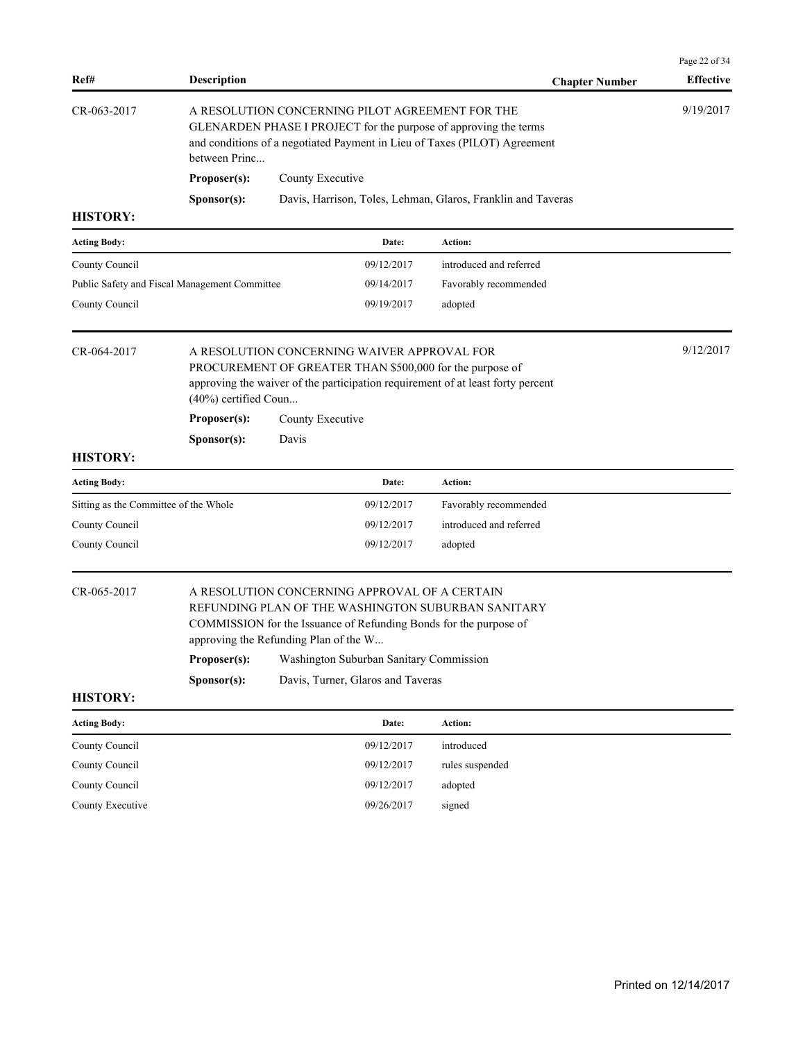| Ref# | Description | Chapter Number | Effective |
|---|---|---|---|

**CR-063-2017**

A RESOLUTION CONCERNING PILOT AGREEMENT FOR THE GLENARDEN PHASE I PROJECT for the purpose of approving the terms and conditions of a negotiated Payment in Lieu of Taxes (PILOT) Agreement between Princ...

Effective: 9/19/2017

**Proposer(s):** County Executive

**Sponsor(s):** Davis, Harrison, Toles, Lehman, Glaros, Franklin and Taveras

**HISTORY:**

| Acting Body: | Date: | Action: |
|---|---|---|
| County Council | 09/12/2017 | introduced and referred |
| Public Safety and Fiscal Management Committee | 09/14/2017 | Favorably recommended |
| County Council | 09/19/2017 | adopted |

**CR-064-2017**

A RESOLUTION CONCERNING WAIVER APPROVAL FOR PROCUREMENT OF GREATER THAN $500,000 for the purpose of approving the waiver of the participation requirement of at least forty percent (40%) certified Coun...

Effective: 9/12/2017

**Proposer(s):** County Executive

**Sponsor(s):** Davis

**HISTORY:**

| Acting Body: | Date: | Action: |
|---|---|---|
| Sitting as the Committee of the Whole | 09/12/2017 | Favorably recommended |
| County Council | 09/12/2017 | introduced and referred |
| County Council | 09/12/2017 | adopted |

**CR-065-2017**

A RESOLUTION CONCERNING APPROVAL OF A CERTAIN REFUNDING PLAN OF THE WASHINGTON SUBURBAN SANITARY COMMISSION for the Issuance of Refunding Bonds for the purpose of approving the Refunding Plan of the W...

**Proposer(s):** Washington Suburban Sanitary Commission

**Sponsor(s):** Davis, Turner, Glaros and Taveras

**HISTORY:**

| Acting Body: | Date: | Action: |
|---|---|---|
| County Council | 09/12/2017 | introduced |
| County Council | 09/12/2017 | rules suspended |
| County Council | 09/12/2017 | adopted |
| County Executive | 09/26/2017 | signed |

Printed on 12/14/2017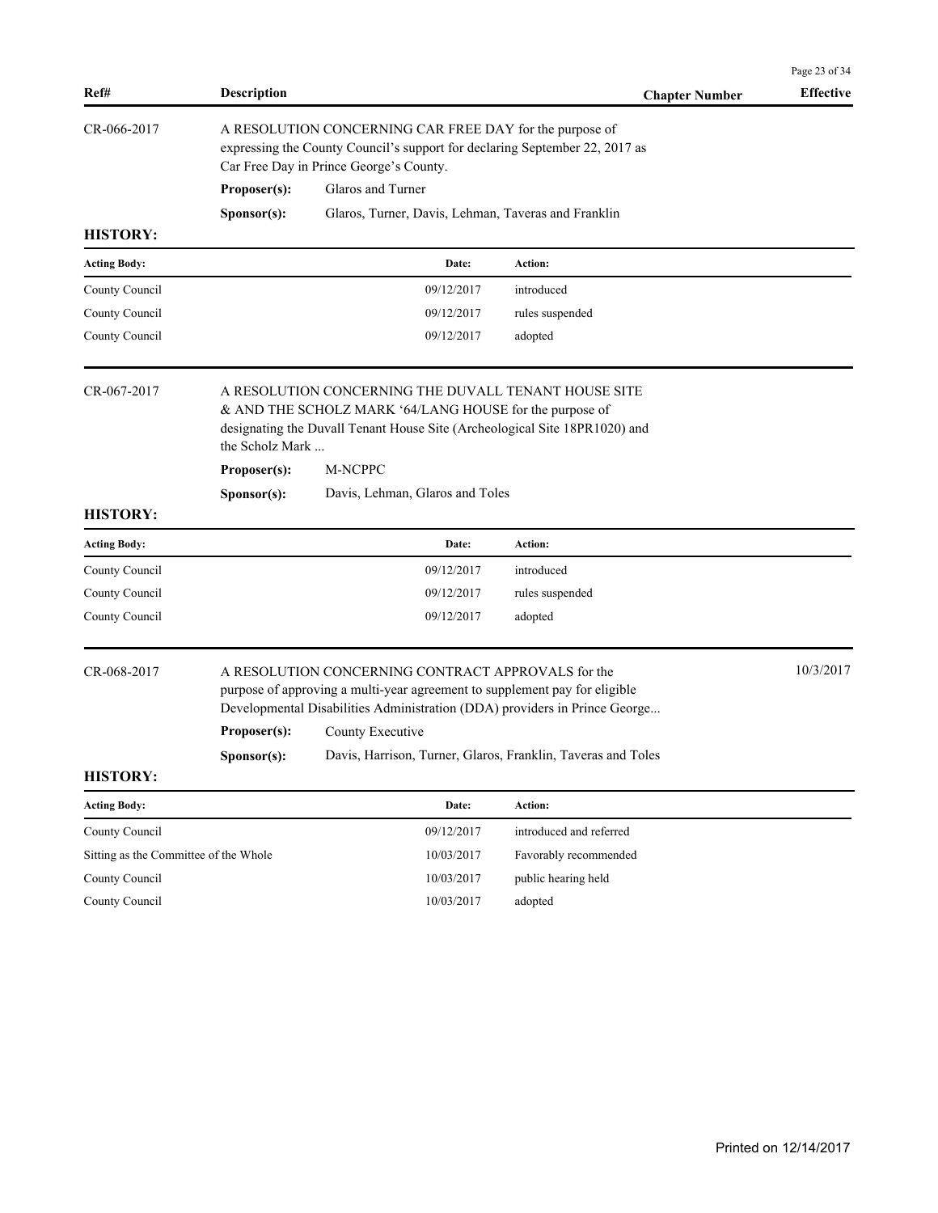| Ref# | Description | Chapter Number | Effective |
|---|---|---|---|

**CR-066-2017**

A RESOLUTION CONCERNING CAR FREE DAY for the purpose of expressing the County Council's support for declaring September 22, 2017 as Car Free Day in Prince George's County.

**Proposer(s):** Glaros and Turner

**Sponsor(s):** Glaros, Turner, Davis, Lehman, Taveras and Franklin

**HISTORY:**

| Acting Body: | Date: | Action: |
|---|---|---|
| County Council | 09/12/2017 | introduced |
| County Council | 09/12/2017 | rules suspended |
| County Council | 09/12/2017 | adopted |

**CR-067-2017**

A RESOLUTION CONCERNING THE DUVALL TENANT HOUSE SITE & AND THE SCHOLZ MARK '64/LANG HOUSE for the purpose of designating the Duvall Tenant House Site (Archeological Site 18PR1020) and the Scholz Mark ...

**Proposer(s):** M-NCPPC

**Sponsor(s):** Davis, Lehman, Glaros and Toles

**HISTORY:**

| Acting Body: | Date: | Action: |
|---|---|---|
| County Council | 09/12/2017 | introduced |
| County Council | 09/12/2017 | rules suspended |
| County Council | 09/12/2017 | adopted |

**CR-068-2017** — Effective: 10/3/2017

A RESOLUTION CONCERNING CONTRACT APPROVALS for the purpose of approving a multi-year agreement to supplement pay for eligible Developmental Disabilities Administration (DDA) providers in Prince George...

**Proposer(s):** County Executive

**Sponsor(s):** Davis, Harrison, Turner, Glaros, Franklin, Taveras and Toles

**HISTORY:**

| Acting Body: | Date: | Action: |
|---|---|---|
| County Council | 09/12/2017 | introduced and referred |
| Sitting as the Committee of the Whole | 10/03/2017 | Favorably recommended |
| County Council | 10/03/2017 | public hearing held |
| County Council | 10/03/2017 | adopted |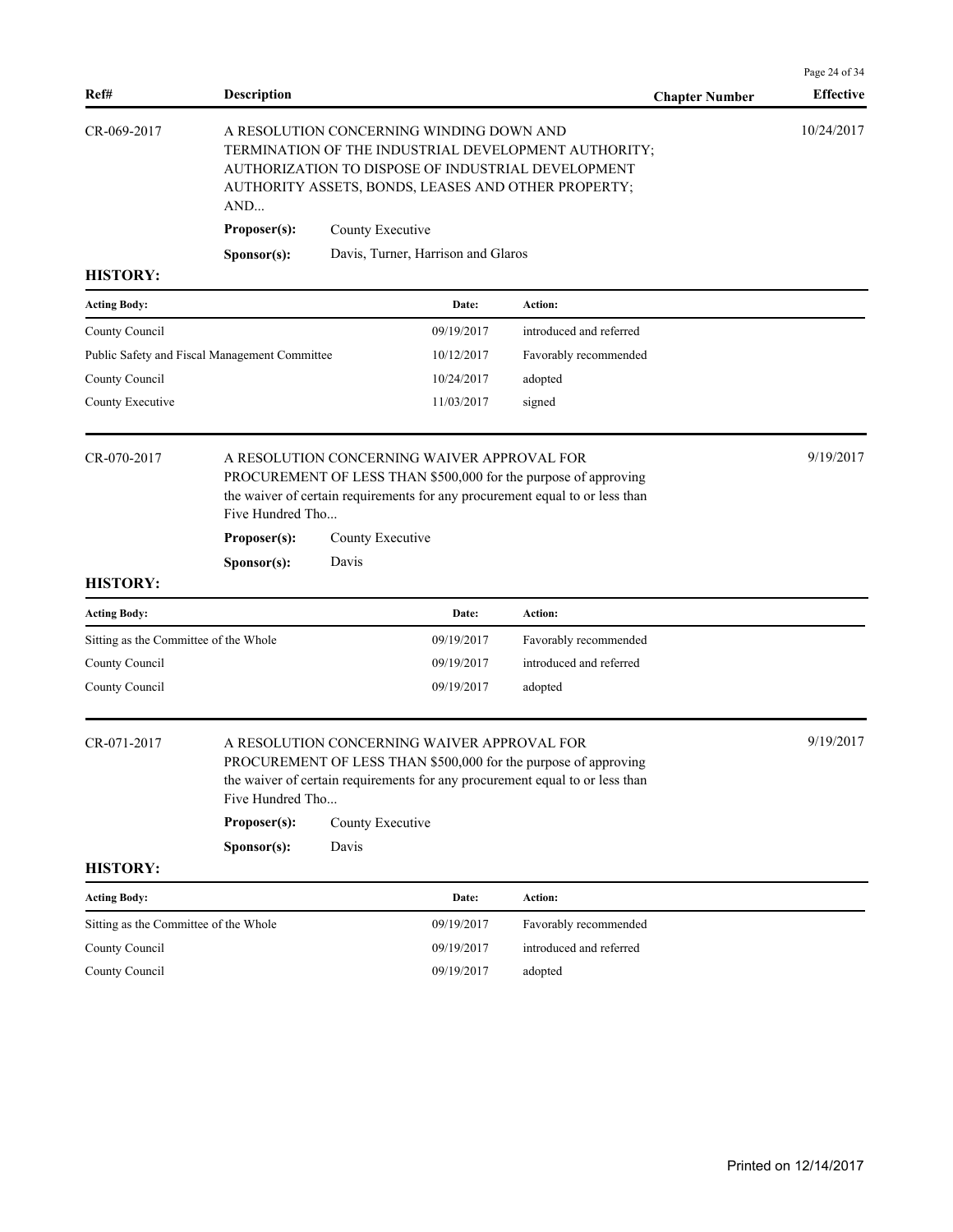| Ref# | Description | Chapter Number | Effective |
|---|---|---|---|
| CR-069-2017 | A RESOLUTION CONCERNING WINDING DOWN AND TERMINATION OF THE INDUSTRIAL DEVELOPMENT AUTHORITY; AUTHORIZATION TO DISPOSE OF INDUSTRIAL DEVELOPMENT AUTHORITY ASSETS, BONDS, LEASES AND OTHER PROPERTY; AND... | | 10/24/2017 |

**Proposer(s):** County Executive

**Sponsor(s):** Davis, Turner, Harrison and Glaros

**HISTORY:**

| Acting Body: | Date: | Action: |
|---|---|---|
| County Council | 09/19/2017 | introduced and referred |
| Public Safety and Fiscal Management Committee | 10/12/2017 | Favorably recommended |
| County Council | 10/24/2017 | adopted |
| County Executive | 11/03/2017 | signed |

| Ref# | Description | Chapter Number | Effective |
|---|---|---|---|
| CR-070-2017 | A RESOLUTION CONCERNING WAIVER APPROVAL FOR PROCUREMENT OF LESS THAN $500,000 for the purpose of approving the waiver of certain requirements for any procurement equal to or less than Five Hundred Tho... | | 9/19/2017 |

**Proposer(s):** County Executive

**Sponsor(s):** Davis

**HISTORY:**

| Acting Body: | Date: | Action: |
|---|---|---|
| Sitting as the Committee of the Whole | 09/19/2017 | Favorably recommended |
| County Council | 09/19/2017 | introduced and referred |
| County Council | 09/19/2017 | adopted |

| Ref# | Description | Chapter Number | Effective |
|---|---|---|---|
| CR-071-2017 | A RESOLUTION CONCERNING WAIVER APPROVAL FOR PROCUREMENT OF LESS THAN $500,000 for the purpose of approving the waiver of certain requirements for any procurement equal to or less than Five Hundred Tho... | | 9/19/2017 |

**Proposer(s):** County Executive

**Sponsor(s):** Davis

**HISTORY:**

| Acting Body: | Date: | Action: |
|---|---|---|
| Sitting as the Committee of the Whole | 09/19/2017 | Favorably recommended |
| County Council | 09/19/2017 | introduced and referred |
| County Council | 09/19/2017 | adopted |

Printed on 12/14/2017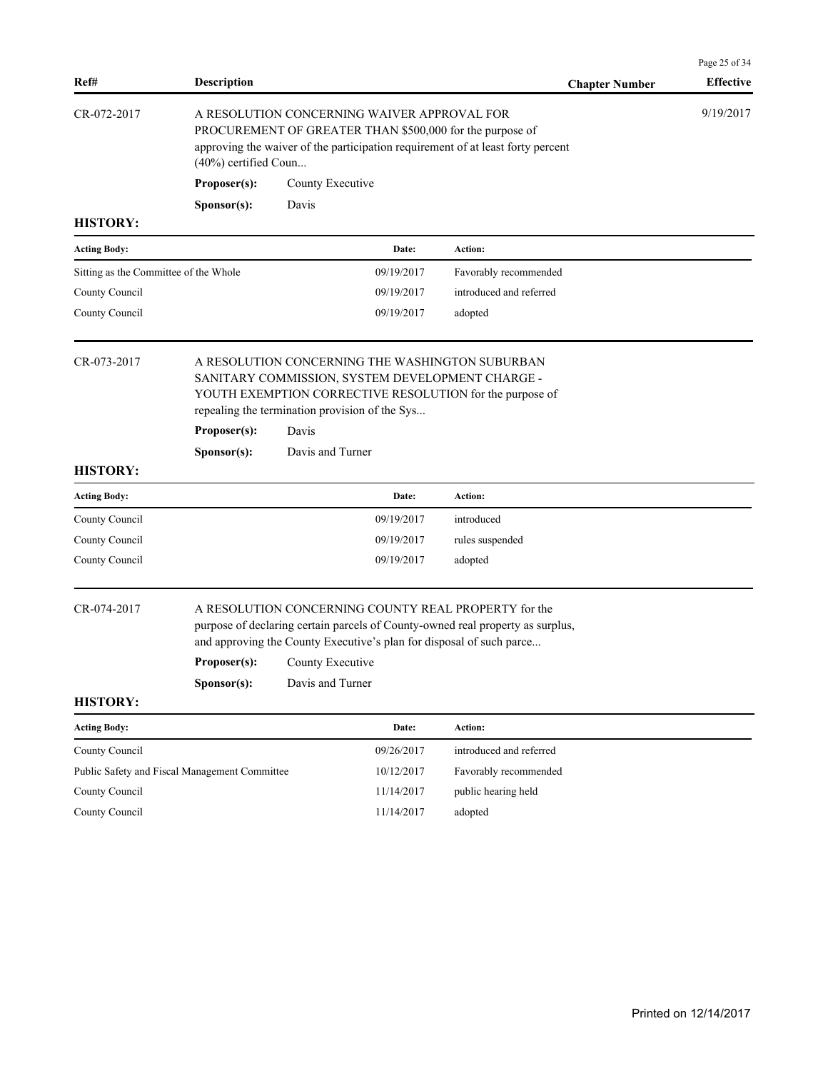| Ref# | Description | Chapter Number | Effective |
|---|---|---|---|
| CR-072-2017 | A RESOLUTION CONCERNING WAIVER APPROVAL FOR PROCUREMENT OF GREATER THAN $500,000 for the purpose of approving the waiver of the participation requirement of at least forty percent (40%) certified Coun... | | 9/19/2017 |

**Proposer(s):** County Executive

**Sponsor(s):** Davis

**HISTORY:**

| Acting Body: | Date: | Action: |
|---|---|---|
| Sitting as the Committee of the Whole | 09/19/2017 | Favorably recommended |
| County Council | 09/19/2017 | introduced and referred |
| County Council | 09/19/2017 | adopted |

---

| Ref# | Description | Chapter Number | Effective |
|---|---|---|---|
| CR-073-2017 | A RESOLUTION CONCERNING THE WASHINGTON SUBURBAN SANITARY COMMISSION, SYSTEM DEVELOPMENT CHARGE - YOUTH EXEMPTION CORRECTIVE RESOLUTION for the purpose of repealing the termination provision of the Sys... | | |

**Proposer(s):** Davis

**Sponsor(s):** Davis and Turner

**HISTORY:**

| Acting Body: | Date: | Action: |
|---|---|---|
| County Council | 09/19/2017 | introduced |
| County Council | 09/19/2017 | rules suspended |
| County Council | 09/19/2017 | adopted |

---

| Ref# | Description | Chapter Number | Effective |
|---|---|---|---|
| CR-074-2017 | A RESOLUTION CONCERNING COUNTY REAL PROPERTY for the purpose of declaring certain parcels of County-owned real property as surplus, and approving the County Executive's plan for disposal of such parce... | | |

**Proposer(s):** County Executive

**Sponsor(s):** Davis and Turner

**HISTORY:**

| Acting Body: | Date: | Action: |
|---|---|---|
| County Council | 09/26/2017 | introduced and referred |
| Public Safety and Fiscal Management Committee | 10/12/2017 | Favorably recommended |
| County Council | 11/14/2017 | public hearing held |
| County Council | 11/14/2017 | adopted |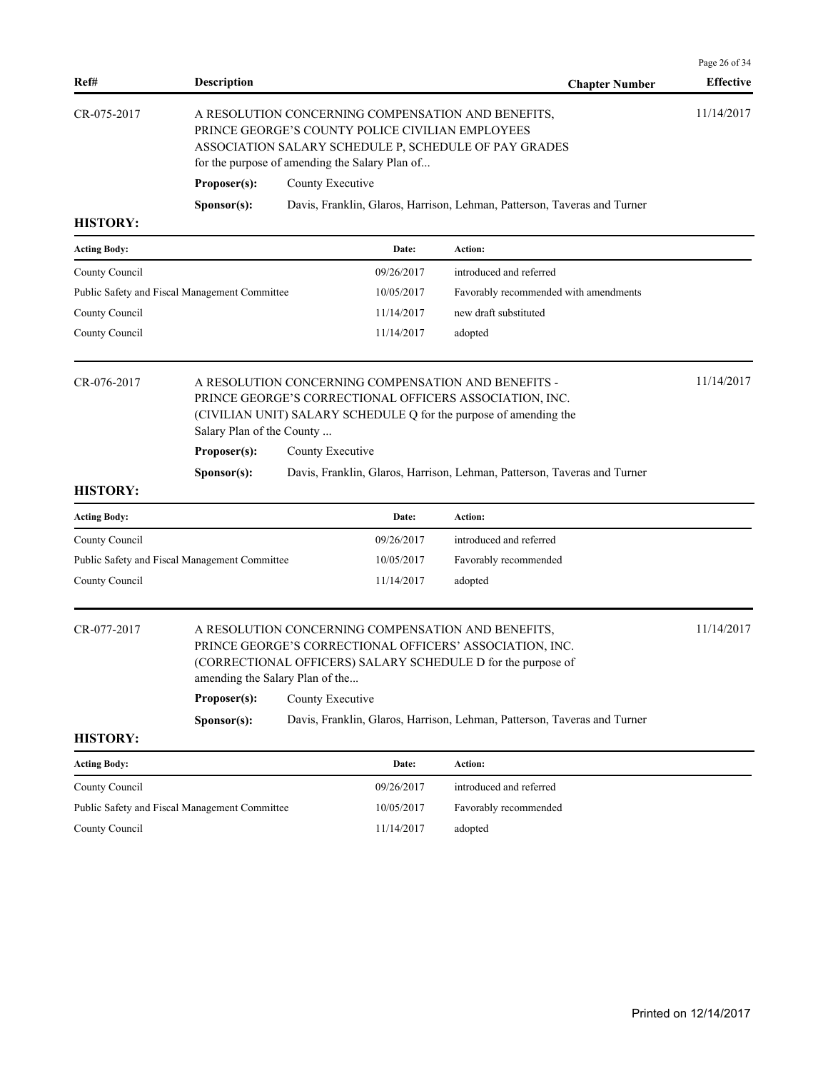| Ref# | Description | Chapter Number | Effective |
|---|---|---|---|

CR-075-2017 — A RESOLUTION CONCERNING COMPENSATION AND BENEFITS, PRINCE GEORGE'S COUNTY POLICE CIVILIAN EMPLOYEES ASSOCIATION SALARY SCHEDULE P, SCHEDULE OF PAY GRADES for the purpose of amending the Salary Plan of... — Effective: 11/14/2017

**Proposer(s):** County Executive

**Sponsor(s):** Davis, Franklin, Glaros, Harrison, Lehman, Patterson, Taveras and Turner

**HISTORY:**

| Acting Body: | Date: | Action: |
|---|---|---|
| County Council | 09/26/2017 | introduced and referred |
| Public Safety and Fiscal Management Committee | 10/05/2017 | Favorably recommended with amendments |
| County Council | 11/14/2017 | new draft substituted |
| County Council | 11/14/2017 | adopted |

CR-076-2017 — A RESOLUTION CONCERNING COMPENSATION AND BENEFITS - PRINCE GEORGE'S CORRECTIONAL OFFICERS ASSOCIATION, INC. (CIVILIAN UNIT) SALARY SCHEDULE Q for the purpose of amending the Salary Plan of the County ... — Effective: 11/14/2017

**Proposer(s):** County Executive

**Sponsor(s):** Davis, Franklin, Glaros, Harrison, Lehman, Patterson, Taveras and Turner

**HISTORY:**

| Acting Body: | Date: | Action: |
|---|---|---|
| County Council | 09/26/2017 | introduced and referred |
| Public Safety and Fiscal Management Committee | 10/05/2017 | Favorably recommended |
| County Council | 11/14/2017 | adopted |

CR-077-2017 — A RESOLUTION CONCERNING COMPENSATION AND BENEFITS, PRINCE GEORGE'S CORRECTIONAL OFFICERS' ASSOCIATION, INC. (CORRECTIONAL OFFICERS) SALARY SCHEDULE D for the purpose of amending the Salary Plan of the... — Effective: 11/14/2017

**Proposer(s):** County Executive

**Sponsor(s):** Davis, Franklin, Glaros, Harrison, Lehman, Patterson, Taveras and Turner

**HISTORY:**

| Acting Body: | Date: | Action: |
|---|---|---|
| County Council | 09/26/2017 | introduced and referred |
| Public Safety and Fiscal Management Committee | 10/05/2017 | Favorably recommended |
| County Council | 11/14/2017 | adopted |

Printed on 12/14/2017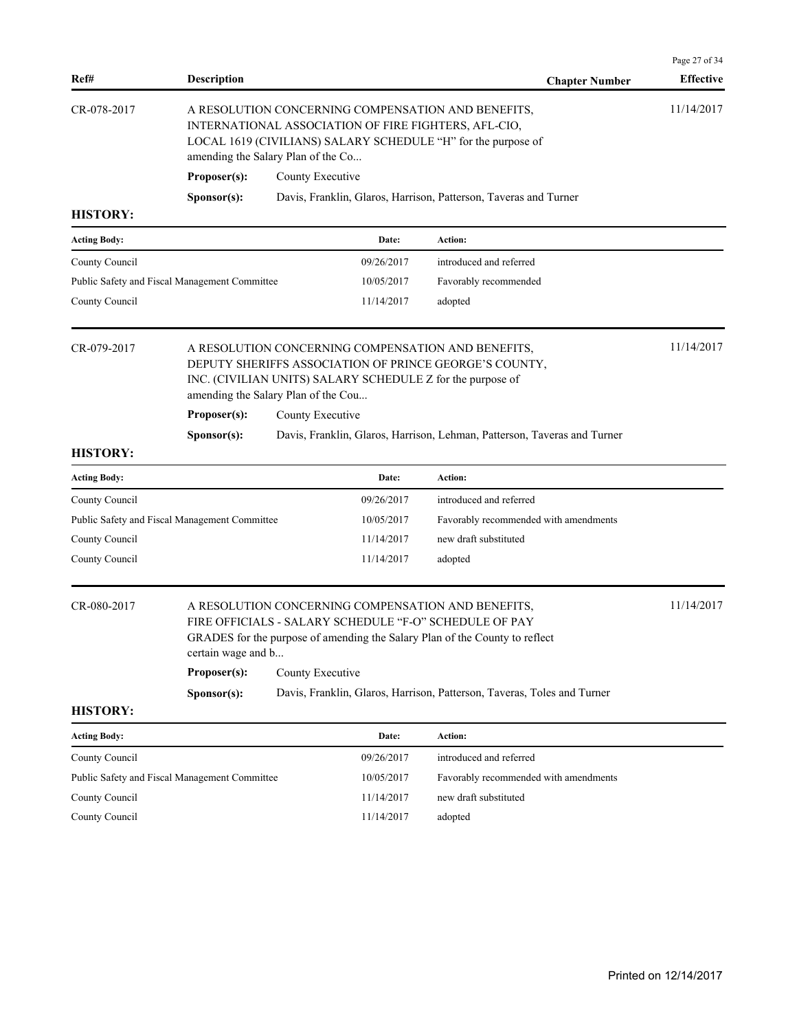| Ref# | Description | Chapter Number | Effective |
|---|---|---|---|

**CR-078-2017** — A RESOLUTION CONCERNING COMPENSATION AND BENEFITS, INTERNATIONAL ASSOCIATION OF FIRE FIGHTERS, AFL-CIO, LOCAL 1619 (CIVILIANS) SALARY SCHEDULE "H" for the purpose of amending the Salary Plan of the Co... — Effective: 11/14/2017

**Proposer(s):** County Executive

**Sponsor(s):** Davis, Franklin, Glaros, Harrison, Patterson, Taveras and Turner

**HISTORY:**

| Acting Body: | Date: | Action: |
|---|---|---|
| County Council | 09/26/2017 | introduced and referred |
| Public Safety and Fiscal Management Committee | 10/05/2017 | Favorably recommended |
| County Council | 11/14/2017 | adopted |

**CR-079-2017** — A RESOLUTION CONCERNING COMPENSATION AND BENEFITS, DEPUTY SHERIFFS ASSOCIATION OF PRINCE GEORGE'S COUNTY, INC. (CIVILIAN UNITS) SALARY SCHEDULE Z for the purpose of amending the Salary Plan of the Cou... — Effective: 11/14/2017

**Proposer(s):** County Executive

**Sponsor(s):** Davis, Franklin, Glaros, Harrison, Lehman, Patterson, Taveras and Turner

**HISTORY:**

| Acting Body: | Date: | Action: |
|---|---|---|
| County Council | 09/26/2017 | introduced and referred |
| Public Safety and Fiscal Management Committee | 10/05/2017 | Favorably recommended with amendments |
| County Council | 11/14/2017 | new draft substituted |
| County Council | 11/14/2017 | adopted |

**CR-080-2017** — A RESOLUTION CONCERNING COMPENSATION AND BENEFITS, FIRE OFFICIALS - SALARY SCHEDULE "F-O" SCHEDULE OF PAY GRADES for the purpose of amending the Salary Plan of the County to reflect certain wage and b... — Effective: 11/14/2017

**Proposer(s):** County Executive

**Sponsor(s):** Davis, Franklin, Glaros, Harrison, Patterson, Taveras, Toles and Turner

**HISTORY:**

| Acting Body: | Date: | Action: |
|---|---|---|
| County Council | 09/26/2017 | introduced and referred |
| Public Safety and Fiscal Management Committee | 10/05/2017 | Favorably recommended with amendments |
| County Council | 11/14/2017 | new draft substituted |
| County Council | 11/14/2017 | adopted |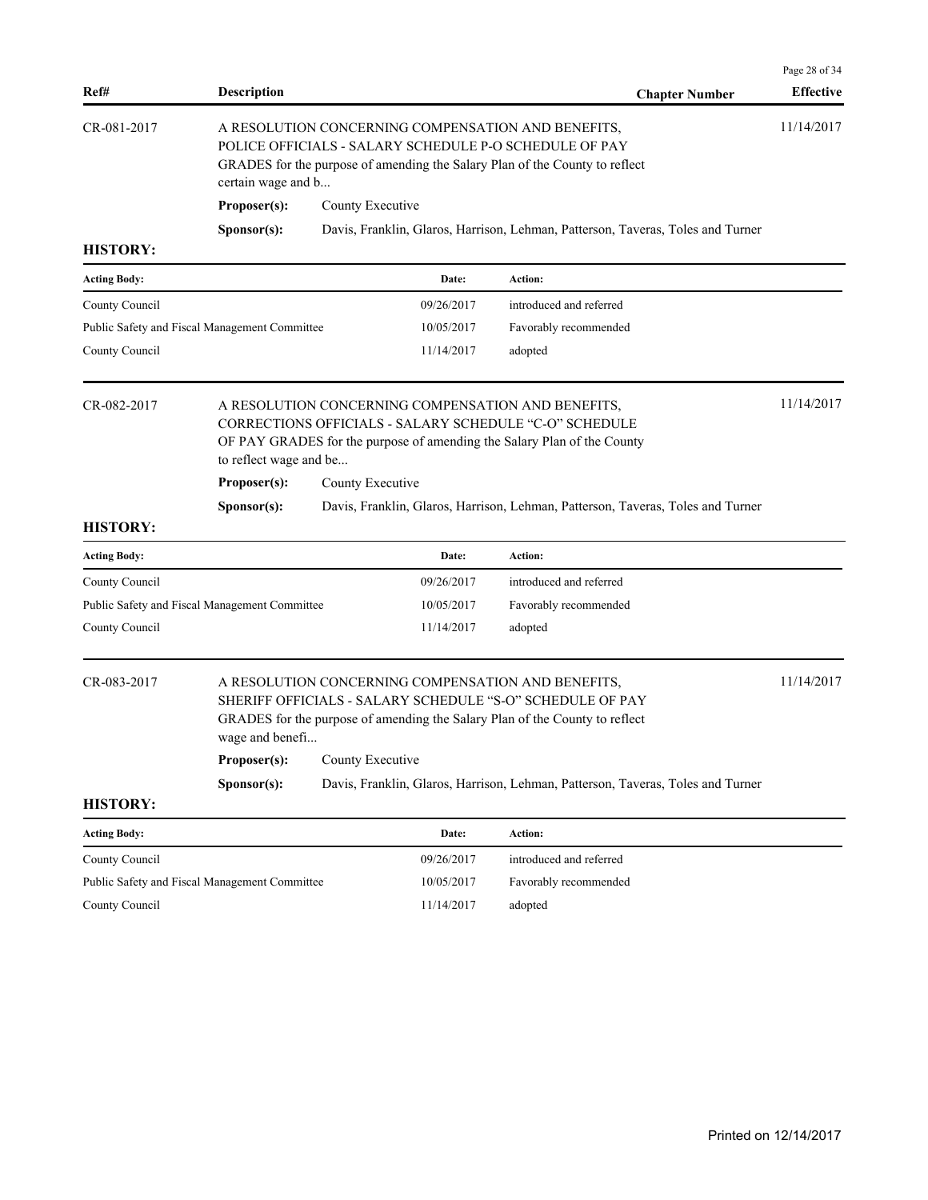| Ref# | Description | Chapter Number | Effective |
|---|---|---|---|
| CR-081-2017 | A RESOLUTION CONCERNING COMPENSATION AND BENEFITS, POLICE OFFICIALS - SALARY SCHEDULE P-O SCHEDULE OF PAY GRADES for the purpose of amending the Salary Plan of the County to reflect certain wage and b... | | 11/14/2017 |

**Proposer(s):** County Executive

**Sponsor(s):** Davis, Franklin, Glaros, Harrison, Lehman, Patterson, Taveras, Toles and Turner

**HISTORY:**

| Acting Body: | Date: | Action: |
|---|---|---|
| County Council | 09/26/2017 | introduced and referred |
| Public Safety and Fiscal Management Committee | 10/05/2017 | Favorably recommended |
| County Council | 11/14/2017 | adopted |

| Ref# | Description | Chapter Number | Effective |
|---|---|---|---|
| CR-082-2017 | A RESOLUTION CONCERNING COMPENSATION AND BENEFITS, CORRECTIONS OFFICIALS - SALARY SCHEDULE "C-O" SCHEDULE OF PAY GRADES for the purpose of amending the Salary Plan of the County to reflect wage and be... | | 11/14/2017 |

**Proposer(s):** County Executive

**Sponsor(s):** Davis, Franklin, Glaros, Harrison, Lehman, Patterson, Taveras, Toles and Turner

**HISTORY:**

| Acting Body: | Date: | Action: |
|---|---|---|
| County Council | 09/26/2017 | introduced and referred |
| Public Safety and Fiscal Management Committee | 10/05/2017 | Favorably recommended |
| County Council | 11/14/2017 | adopted |

| Ref# | Description | Chapter Number | Effective |
|---|---|---|---|
| CR-083-2017 | A RESOLUTION CONCERNING COMPENSATION AND BENEFITS, SHERIFF OFFICIALS - SALARY SCHEDULE "S-O" SCHEDULE OF PAY GRADES for the purpose of amending the Salary Plan of the County to reflect wage and benefi... | | 11/14/2017 |

**Proposer(s):** County Executive

**Sponsor(s):** Davis, Franklin, Glaros, Harrison, Lehman, Patterson, Taveras, Toles and Turner

**HISTORY:**

| Acting Body: | Date: | Action: |
|---|---|---|
| County Council | 09/26/2017 | introduced and referred |
| Public Safety and Fiscal Management Committee | 10/05/2017 | Favorably recommended |
| County Council | 11/14/2017 | adopted |

Printed on 12/14/2017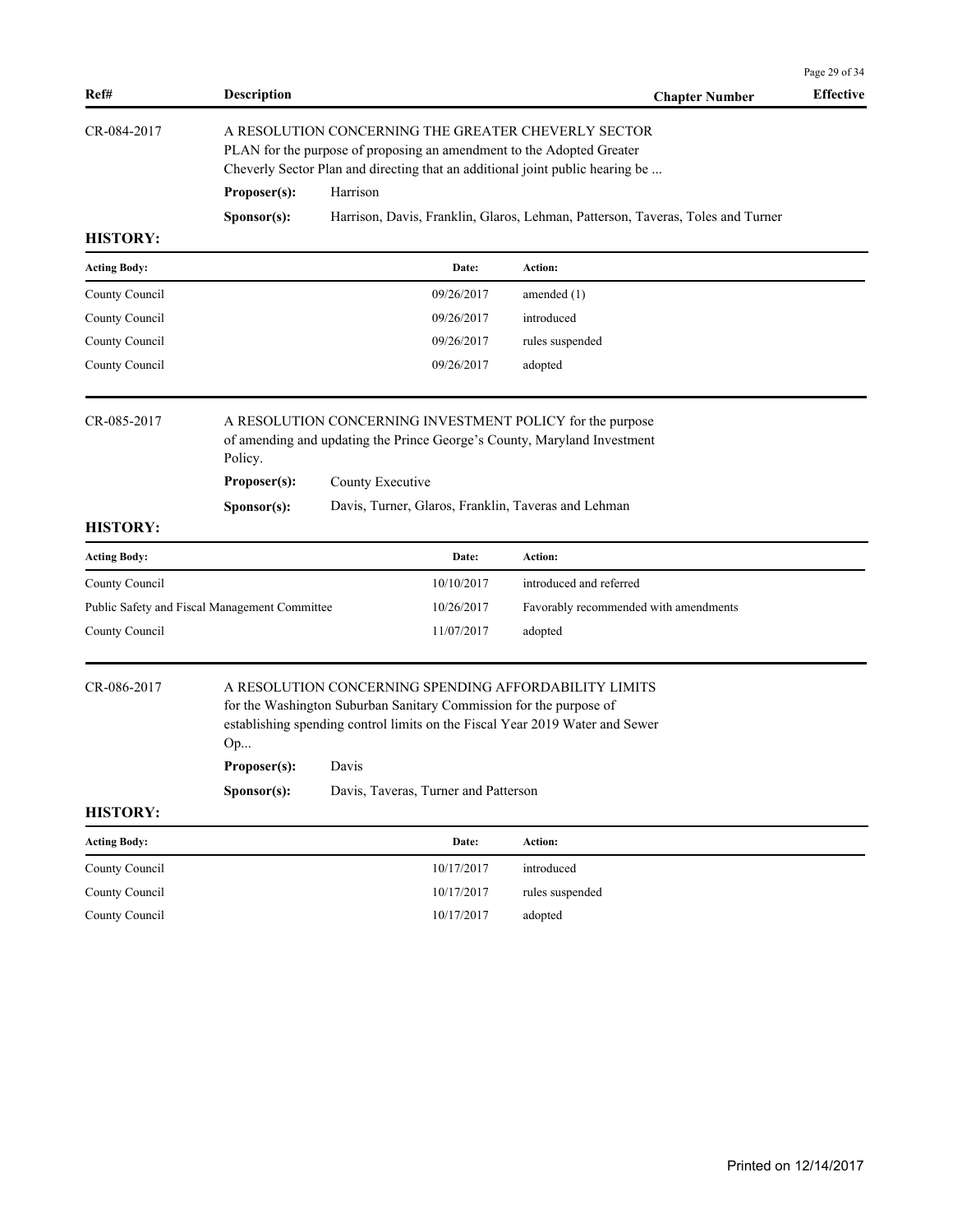| Ref# | Description | Chapter Number | Effective |
|---|---|---|---|

CR-084-2017

A RESOLUTION CONCERNING THE GREATER CHEVERLY SECTOR PLAN for the purpose of proposing an amendment to the Adopted Greater Cheverly Sector Plan and directing that an additional joint public hearing be ...

**Proposer(s):** Harrison

**Sponsor(s):** Harrison, Davis, Franklin, Glaros, Lehman, Patterson, Taveras, Toles and Turner

**HISTORY:**

| Acting Body: | Date: | Action: |
|---|---|---|
| County Council | 09/26/2017 | amended (1) |
| County Council | 09/26/2017 | introduced |
| County Council | 09/26/2017 | rules suspended |
| County Council | 09/26/2017 | adopted |

CR-085-2017

A RESOLUTION CONCERNING INVESTMENT POLICY for the purpose of amending and updating the Prince George's County, Maryland Investment Policy.

**Proposer(s):** County Executive

**Sponsor(s):** Davis, Turner, Glaros, Franklin, Taveras and Lehman

**HISTORY:**

| Acting Body: | Date: | Action: |
|---|---|---|
| County Council | 10/10/2017 | introduced and referred |
| Public Safety and Fiscal Management Committee | 10/26/2017 | Favorably recommended with amendments |
| County Council | 11/07/2017 | adopted |

CR-086-2017

A RESOLUTION CONCERNING SPENDING AFFORDABILITY LIMITS for the Washington Suburban Sanitary Commission for the purpose of establishing spending control limits on the Fiscal Year 2019 Water and Sewer Op...

**Proposer(s):** Davis

**Sponsor(s):** Davis, Taveras, Turner and Patterson

**HISTORY:**

| Acting Body: | Date: | Action: |
|---|---|---|
| County Council | 10/17/2017 | introduced |
| County Council | 10/17/2017 | rules suspended |
| County Council | 10/17/2017 | adopted |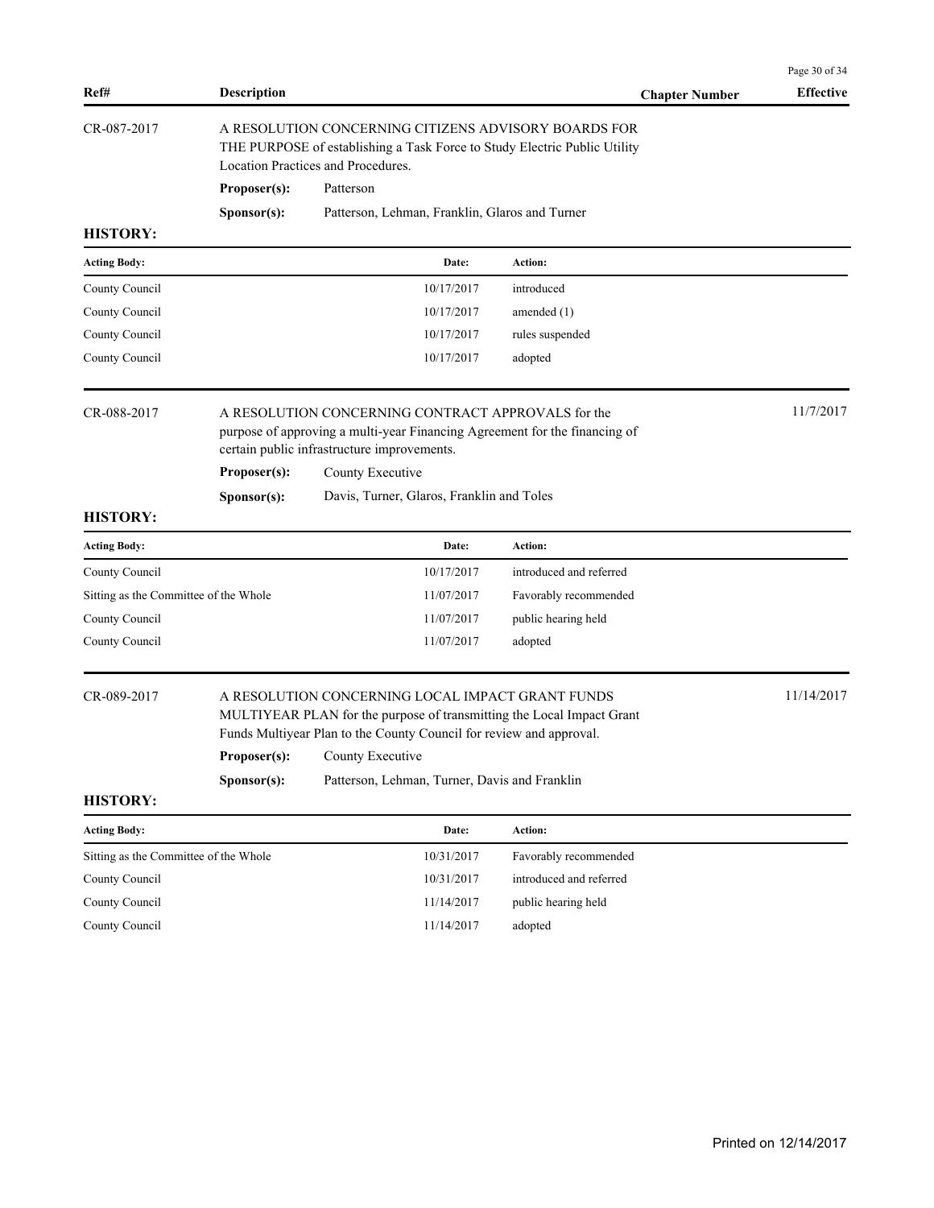| Ref# | Description | Chapter Number | Effective |
|---|---|---|---|
| CR-087-2017 | A RESOLUTION CONCERNING CITIZENS ADVISORY BOARDS FOR THE PURPOSE of establishing a Task Force to Study Electric Public Utility Location Practices and Procedures. | | |

**Proposer(s):** Patterson

**Sponsor(s):** Patterson, Lehman, Franklin, Glaros and Turner

**HISTORY:**

| Acting Body: | Date: | Action: |
|---|---|---|
| County Council | 10/17/2017 | introduced |
| County Council | 10/17/2017 | amended (1) |
| County Council | 10/17/2017 | rules suspended |
| County Council | 10/17/2017 | adopted |

| Ref# | Description | Chapter Number | Effective |
|---|---|---|---|
| CR-088-2017 | A RESOLUTION CONCERNING CONTRACT APPROVALS for the purpose of approving a multi-year Financing Agreement for the financing of certain public infrastructure improvements. | | 11/7/2017 |

**Proposer(s):** County Executive

**Sponsor(s):** Davis, Turner, Glaros, Franklin and Toles

**HISTORY:**

| Acting Body: | Date: | Action: |
|---|---|---|
| County Council | 10/17/2017 | introduced and referred |
| Sitting as the Committee of the Whole | 11/07/2017 | Favorably recommended |
| County Council | 11/07/2017 | public hearing held |
| County Council | 11/07/2017 | adopted |

| Ref# | Description | Chapter Number | Effective |
|---|---|---|---|
| CR-089-2017 | A RESOLUTION CONCERNING LOCAL IMPACT GRANT FUNDS MULTIYEAR PLAN for the purpose of transmitting the Local Impact Grant Funds Multiyear Plan to the County Council for review and approval. | | 11/14/2017 |

**Proposer(s):** County Executive

**Sponsor(s):** Patterson, Lehman, Turner, Davis and Franklin

**HISTORY:**

| Acting Body: | Date: | Action: |
|---|---|---|
| Sitting as the Committee of the Whole | 10/31/2017 | Favorably recommended |
| County Council | 10/31/2017 | introduced and referred |
| County Council | 11/14/2017 | public hearing held |
| County Council | 11/14/2017 | adopted |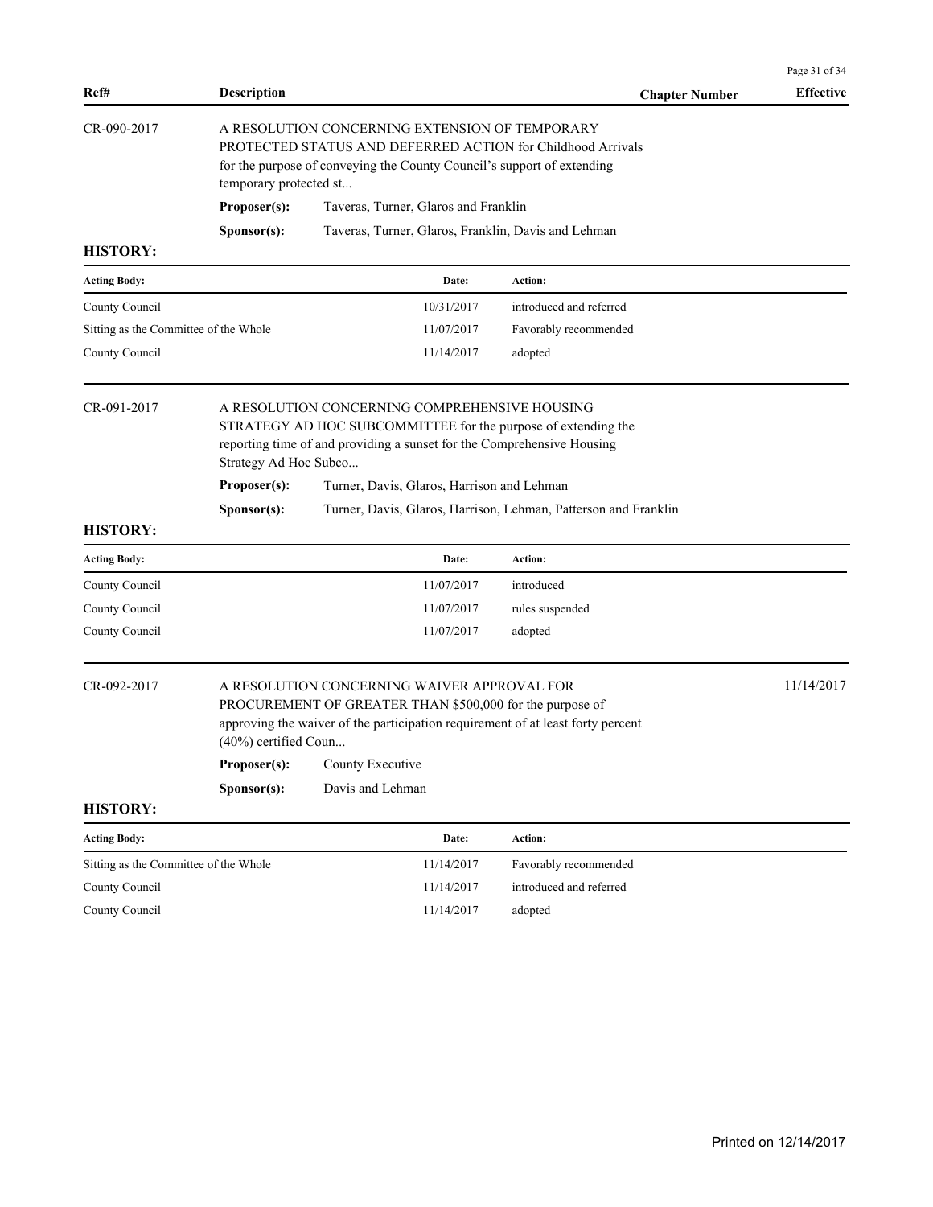| Ref# | Description | Chapter Number | Effective |
|---|---|---|---|

**CR-090-2017**

A RESOLUTION CONCERNING EXTENSION OF TEMPORARY PROTECTED STATUS AND DEFERRED ACTION for Childhood Arrivals for the purpose of conveying the County Council's support of extending temporary protected st...

**Proposer(s):** Taveras, Turner, Glaros and Franklin

**Sponsor(s):** Taveras, Turner, Glaros, Franklin, Davis and Lehman

**HISTORY:**

| Acting Body: | Date: | Action: |
|---|---|---|
| County Council | 10/31/2017 | introduced and referred |
| Sitting as the Committee of the Whole | 11/07/2017 | Favorably recommended |
| County Council | 11/14/2017 | adopted |

**CR-091-2017**

A RESOLUTION CONCERNING COMPREHENSIVE HOUSING STRATEGY AD HOC SUBCOMMITTEE for the purpose of extending the reporting time of and providing a sunset for the Comprehensive Housing Strategy Ad Hoc Subco...

**Proposer(s):** Turner, Davis, Glaros, Harrison and Lehman

**Sponsor(s):** Turner, Davis, Glaros, Harrison, Lehman, Patterson and Franklin

**HISTORY:**

| Acting Body: | Date: | Action: |
|---|---|---|
| County Council | 11/07/2017 | introduced |
| County Council | 11/07/2017 | rules suspended |
| County Council | 11/07/2017 | adopted |

**CR-092-2017** — Effective: 11/14/2017

A RESOLUTION CONCERNING WAIVER APPROVAL FOR PROCUREMENT OF GREATER THAN $500,000 for the purpose of approving the waiver of the participation requirement of at least forty percent (40%) certified Coun...

**Proposer(s):** County Executive

**Sponsor(s):** Davis and Lehman

**HISTORY:**

| Acting Body: | Date: | Action: |
|---|---|---|
| Sitting as the Committee of the Whole | 11/14/2017 | Favorably recommended |
| County Council | 11/14/2017 | introduced and referred |
| County Council | 11/14/2017 | adopted |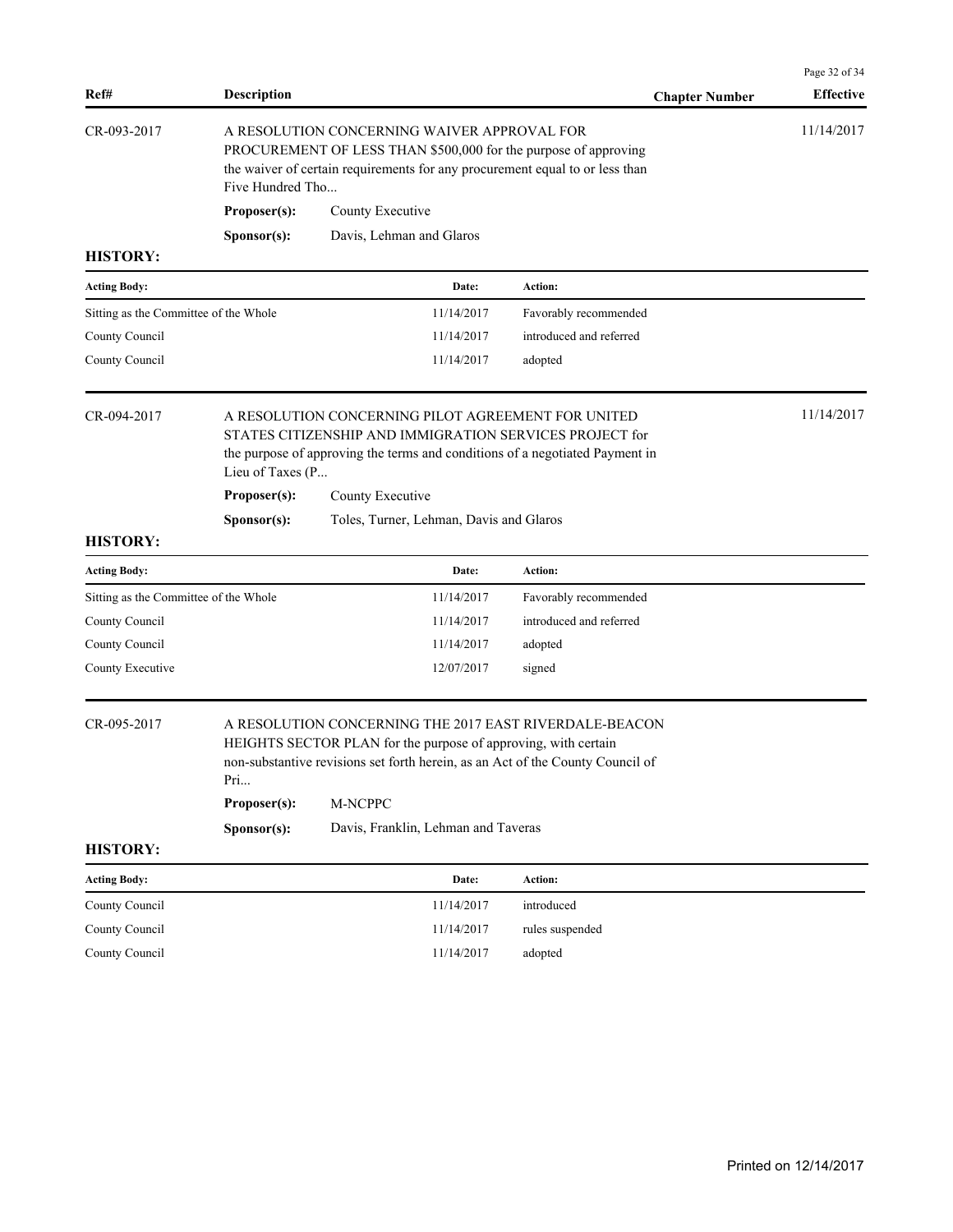| Ref# | Description | Chapter Number | Effective |
|---|---|---|---|

**CR-093-2017** — A RESOLUTION CONCERNING WAIVER APPROVAL FOR PROCUREMENT OF LESS THAN $500,000 for the purpose of approving the waiver of certain requirements for any procurement equal to or less than Five Hundred Tho... — Effective: 11/14/2017

**Proposer(s):** County Executive

**Sponsor(s):** Davis, Lehman and Glaros

**HISTORY:**

| Acting Body: | Date: | Action: |
|---|---|---|
| Sitting as the Committee of the Whole | 11/14/2017 | Favorably recommended |
| County Council | 11/14/2017 | introduced and referred |
| County Council | 11/14/2017 | adopted |

**CR-094-2017** — A RESOLUTION CONCERNING PILOT AGREEMENT FOR UNITED STATES CITIZENSHIP AND IMMIGRATION SERVICES PROJECT for the purpose of approving the terms and conditions of a negotiated Payment in Lieu of Taxes (P... — Effective: 11/14/2017

**Proposer(s):** County Executive

**Sponsor(s):** Toles, Turner, Lehman, Davis and Glaros

**HISTORY:**

| Acting Body: | Date: | Action: |
|---|---|---|
| Sitting as the Committee of the Whole | 11/14/2017 | Favorably recommended |
| County Council | 11/14/2017 | introduced and referred |
| County Council | 11/14/2017 | adopted |
| County Executive | 12/07/2017 | signed |

**CR-095-2017** — A RESOLUTION CONCERNING THE 2017 EAST RIVERDALE-BEACON HEIGHTS SECTOR PLAN for the purpose of approving, with certain non-substantive revisions set forth herein, as an Act of the County Council of Pri...

**Proposer(s):** M-NCPPC

**Sponsor(s):** Davis, Franklin, Lehman and Taveras

**HISTORY:**

| Acting Body: | Date: | Action: |
|---|---|---|
| County Council | 11/14/2017 | introduced |
| County Council | 11/14/2017 | rules suspended |
| County Council | 11/14/2017 | adopted |

Printed on 12/14/2017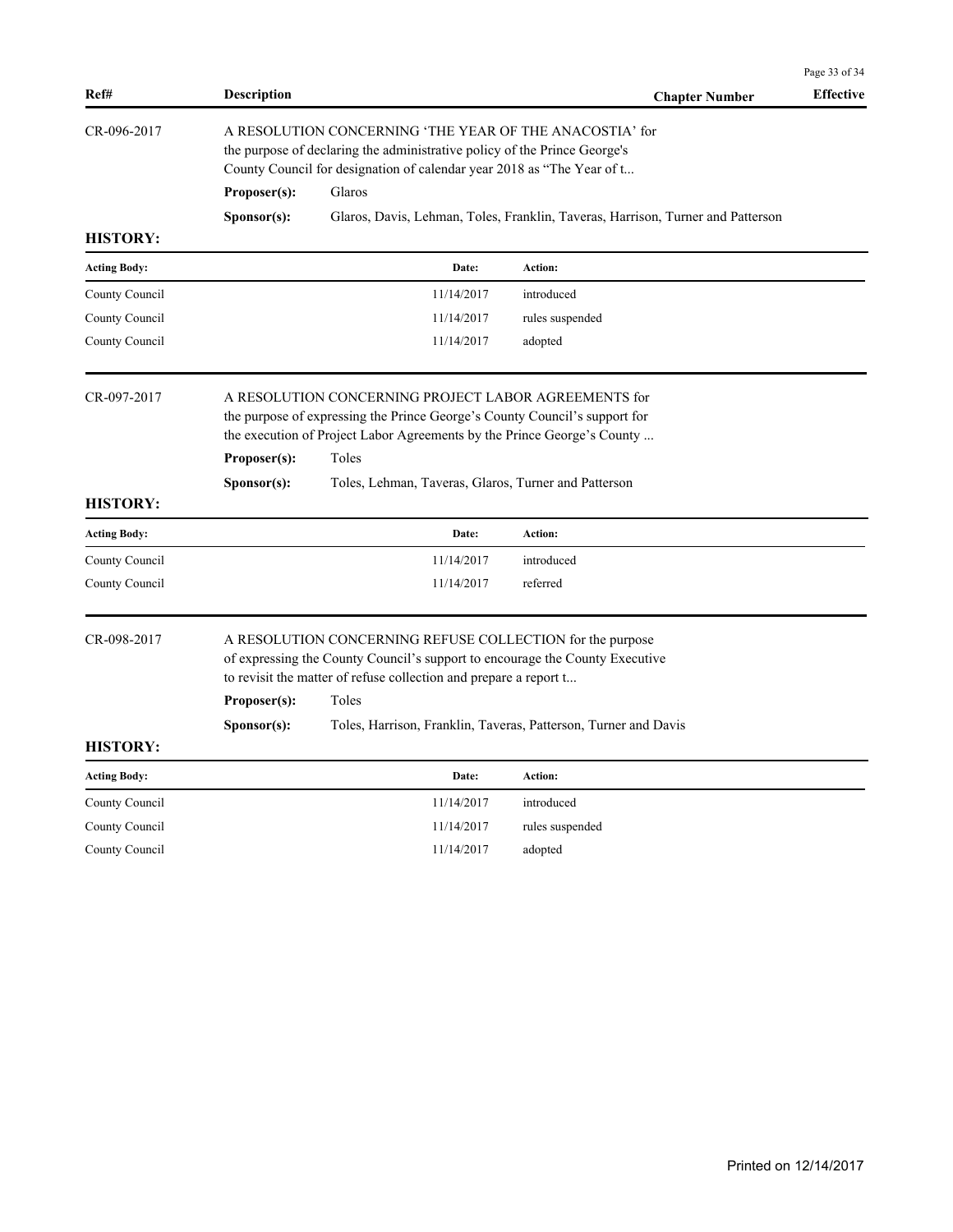| Ref# | Description | Chapter Number | Effective |
|---|---|---|---|

**CR-096-2017**

A RESOLUTION CONCERNING 'THE YEAR OF THE ANACOSTIA' for the purpose of declaring the administrative policy of the Prince George's County Council for designation of calendar year 2018 as "The Year of t...

**Proposer(s):** Glaros

**Sponsor(s):** Glaros, Davis, Lehman, Toles, Franklin, Taveras, Harrison, Turner and Patterson

**HISTORY:**

| Acting Body: | Date: | Action: |
|---|---|---|
| County Council | 11/14/2017 | introduced |
| County Council | 11/14/2017 | rules suspended |
| County Council | 11/14/2017 | adopted |

**CR-097-2017**

A RESOLUTION CONCERNING PROJECT LABOR AGREEMENTS for the purpose of expressing the Prince George's County Council's support for the execution of Project Labor Agreements by the Prince George's County ...

**Proposer(s):** Toles

**Sponsor(s):** Toles, Lehman, Taveras, Glaros, Turner and Patterson

**HISTORY:**

| Acting Body: | Date: | Action: |
|---|---|---|
| County Council | 11/14/2017 | introduced |
| County Council | 11/14/2017 | referred |

**CR-098-2017**

A RESOLUTION CONCERNING REFUSE COLLECTION for the purpose of expressing the County Council's support to encourage the County Executive to revisit the matter of refuse collection and prepare a report t...

**Proposer(s):** Toles

**Sponsor(s):** Toles, Harrison, Franklin, Taveras, Patterson, Turner and Davis

**HISTORY:**

| Acting Body: | Date: | Action: |
|---|---|---|
| County Council | 11/14/2017 | introduced |
| County Council | 11/14/2017 | rules suspended |
| County Council | 11/14/2017 | adopted |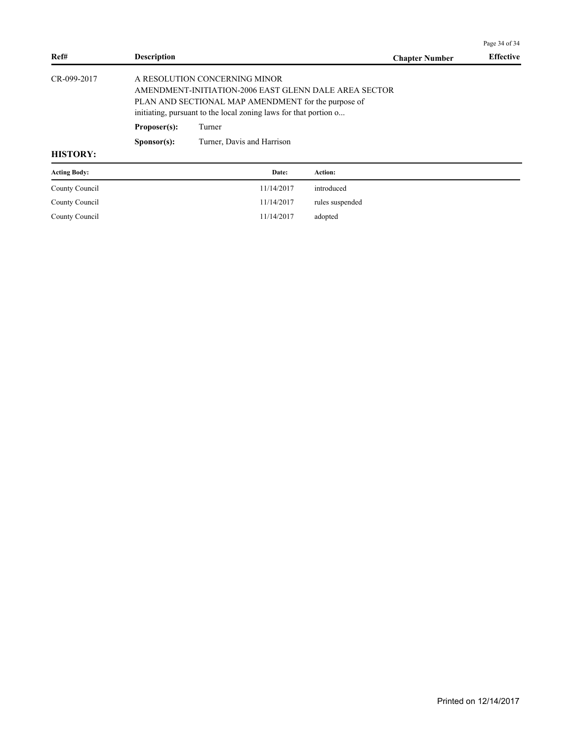| Ref# | Description | Chapter Number | Effective |
|---|---|---|---|
| CR-099-2017 | A RESOLUTION CONCERNING MINOR AMENDMENT-INITIATION-2006 EAST GLENN DALE AREA SECTOR PLAN AND SECTIONAL MAP AMENDMENT for the purpose of initiating, pursuant to the local zoning laws for that portion o... | | |

**Proposer(s):** Turner

**Sponsor(s):** Turner, Davis and Harrison

**HISTORY:**

| Acting Body: | Date: | Action: |
|---|---|---|
| County Council | 11/14/2017 | introduced |
| County Council | 11/14/2017 | rules suspended |
| County Council | 11/14/2017 | adopted |

Printed on 12/14/2017